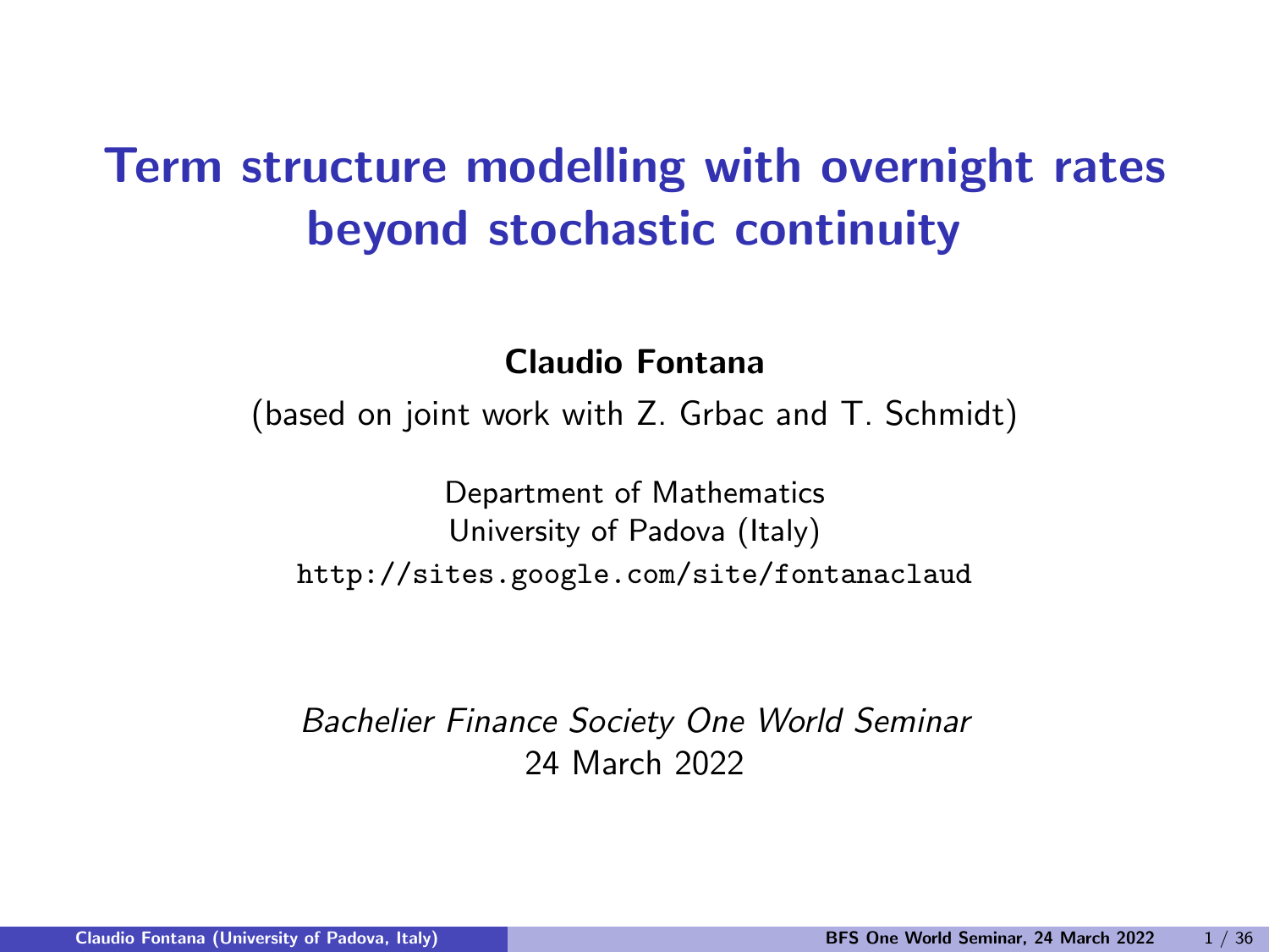# Term structure modelling with overnight rates beyond stochastic continuity

**Claudio Fontana**

(based on joint work with Z. Grbac and T. Schmidt)

Department of Mathematics
University of Padova (Italy)
http://sites.google.com/site/fontanaclaud

*Bachelier Finance Society One World Seminar*
24 March 2022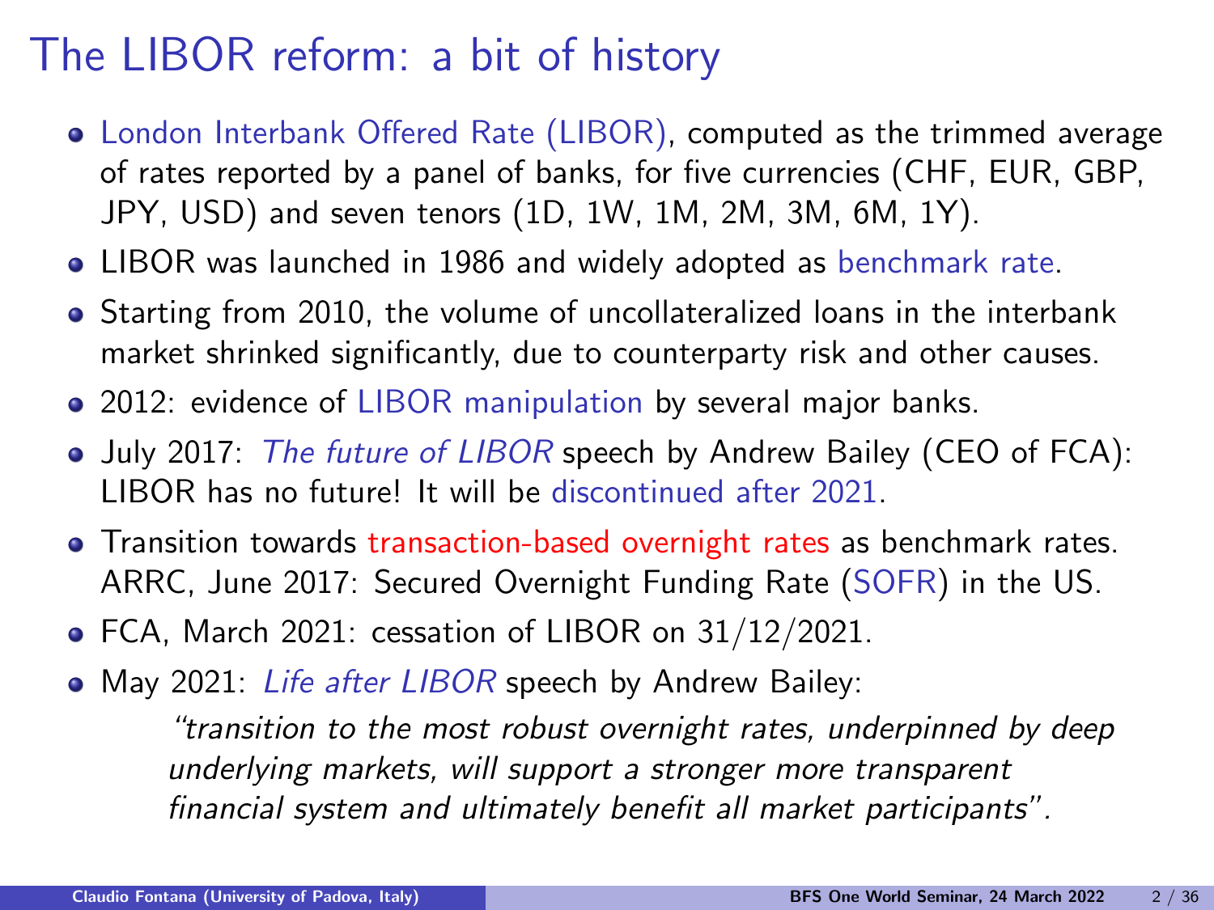# The LIBOR reform: a bit of history

- London Interbank Offered Rate (LIBOR), computed as the trimmed average of rates reported by a panel of banks, for five currencies (CHF, EUR, GBP, JPY, USD) and seven tenors (1D, 1W, 1M, 2M, 3M, 6M, 1Y).
- LIBOR was launched in 1986 and widely adopted as benchmark rate.
- Starting from 2010, the volume of uncollateralized loans in the interbank market shrinked significantly, due to counterparty risk and other causes.
- 2012: evidence of LIBOR manipulation by several major banks.
- July 2017: *The future of LIBOR* speech by Andrew Bailey (CEO of FCA): LIBOR has no future! It will be discontinued after 2021.
- Transition towards transaction-based overnight rates as benchmark rates. ARRC, June 2017: Secured Overnight Funding Rate (SOFR) in the US.
- FCA, March 2021: cessation of LIBOR on 31/12/2021.
- May 2021: *Life after LIBOR* speech by Andrew Bailey:

  > *"transition to the most robust overnight rates, underpinned by deep underlying markets, will support a stronger more transparent financial system and ultimately benefit all market participants".*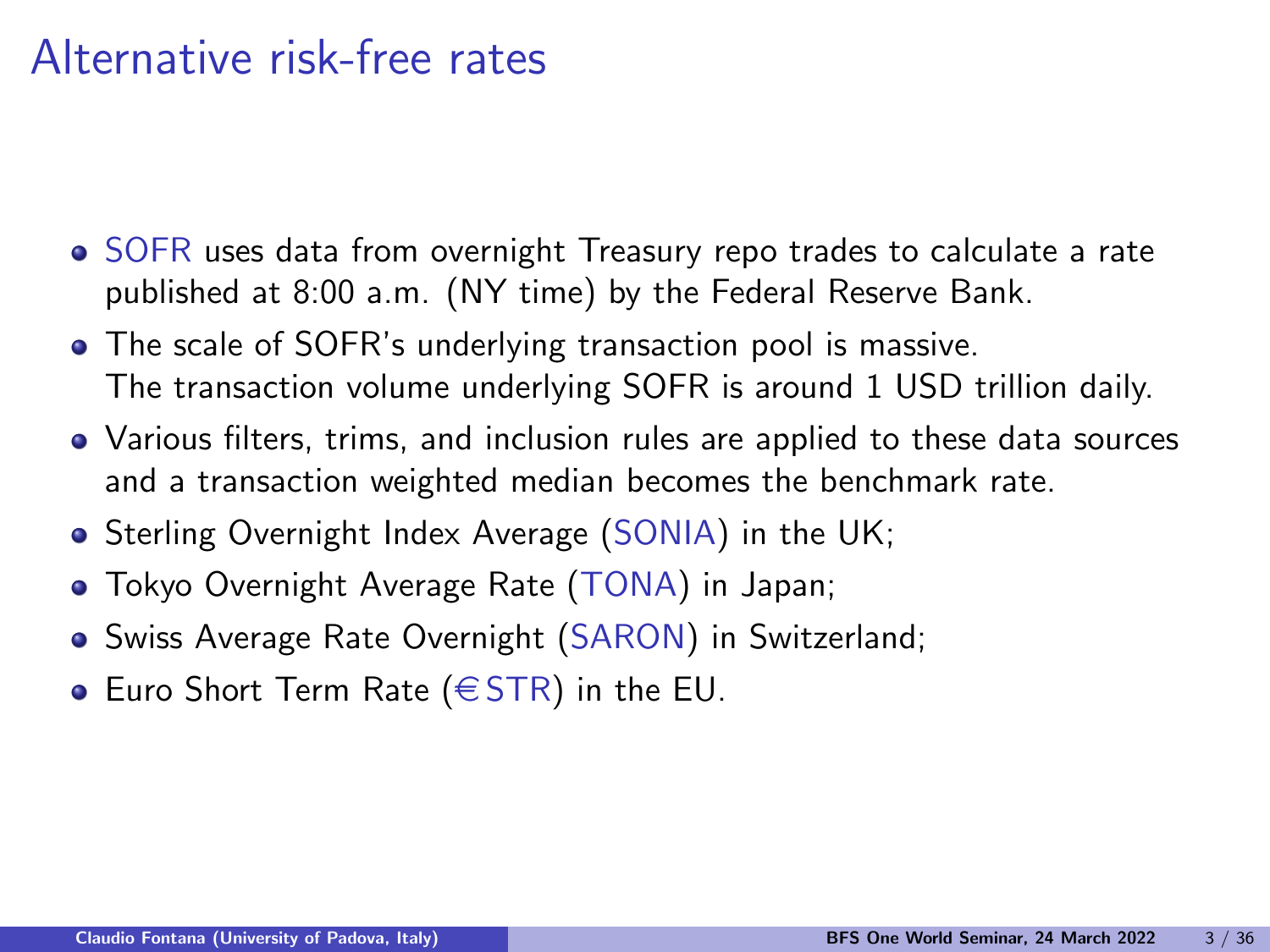# Alternative risk-free rates

- SOFR uses data from overnight Treasury repo trades to calculate a rate published at 8:00 a.m. (NY time) by the Federal Reserve Bank.
- The scale of SOFR's underlying transaction pool is massive. The transaction volume underlying SOFR is around 1 USD trillion daily.
- Various filters, trims, and inclusion rules are applied to these data sources and a transaction weighted median becomes the benchmark rate.
- Sterling Overnight Index Average (SONIA) in the UK;
- Tokyo Overnight Average Rate (TONA) in Japan;
- Swiss Average Rate Overnight (SARON) in Switzerland;
- Euro Short Term Rate (€STR) in the EU.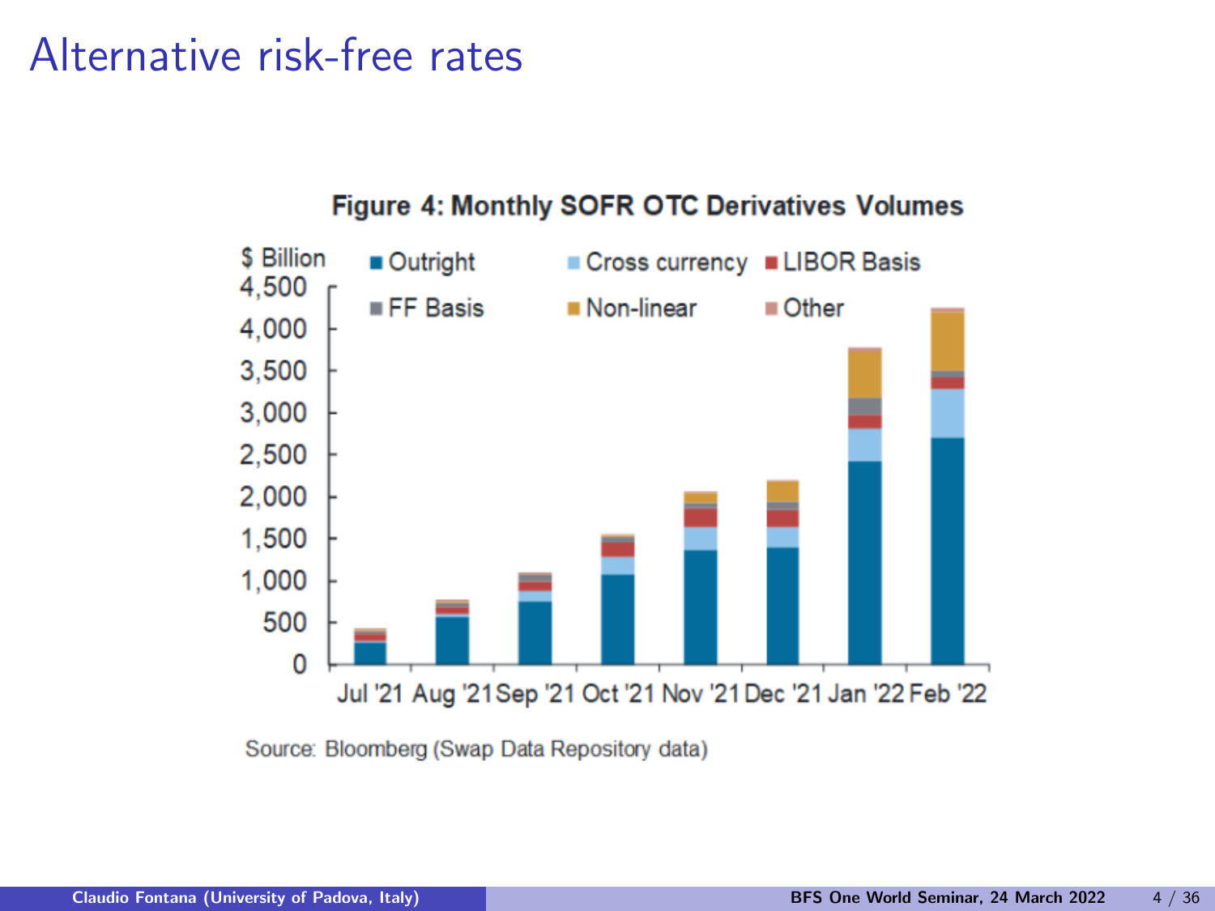# Alternative risk-free rates

**Figure 4: Monthly SOFR OTC Derivatives Volumes**

$ Billion

Legend: Outright, Cross currency, LIBOR Basis, FF Basis, Non-linear, Other

Y-axis: 0, 500, 1,000, 1,500, 2,000, 2,500, 3,000, 3,500, 4,000, 4,500

X-axis: Jul '21, Aug '21, Sep '21, Oct '21, Nov '21, Dec '21, Jan '22, Feb '22

Source: Bloomberg (Swap Data Repository data)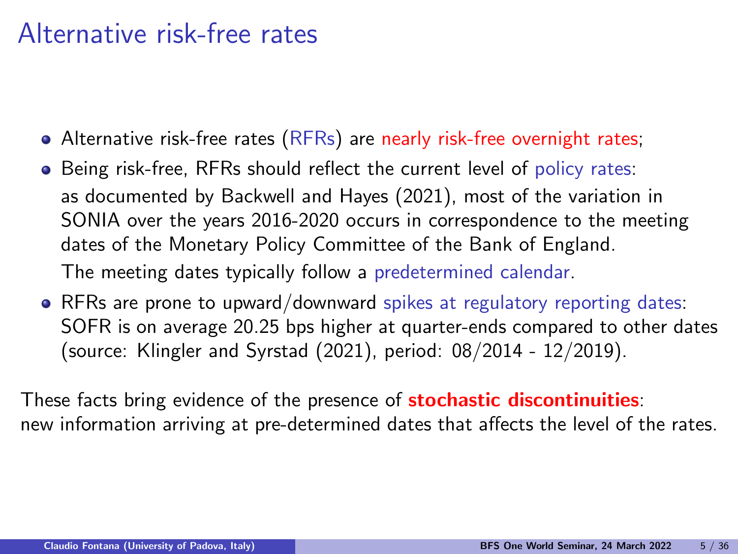# Alternative risk-free rates

- Alternative risk-free rates (RFRs) are nearly risk-free overnight rates;
- Being risk-free, RFRs should reflect the current level of policy rates: as documented by Backwell and Hayes (2021), most of the variation in SONIA over the years 2016-2020 occurs in correspondence to the meeting dates of the Monetary Policy Committee of the Bank of England.
  The meeting dates typically follow a predetermined calendar.
- RFRs are prone to upward/downward spikes at regulatory reporting dates: SOFR is on average 20.25 bps higher at quarter-ends compared to other dates (source: Klingler and Syrstad (2021), period: 08/2014 - 12/2019).

These facts bring evidence of the presence of **stochastic discontinuities**: new information arriving at pre-determined dates that affects the level of the rates.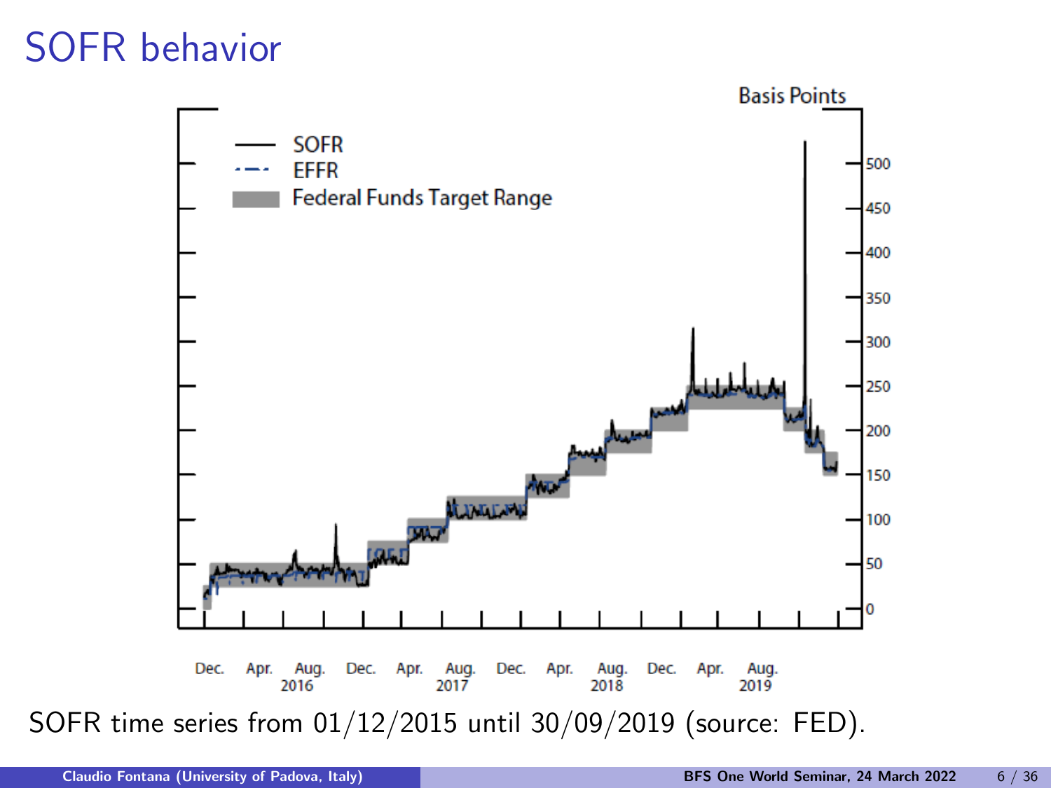# SOFR behavior

SOFR time series from 01/12/2015 until 30/09/2019 (source: FED).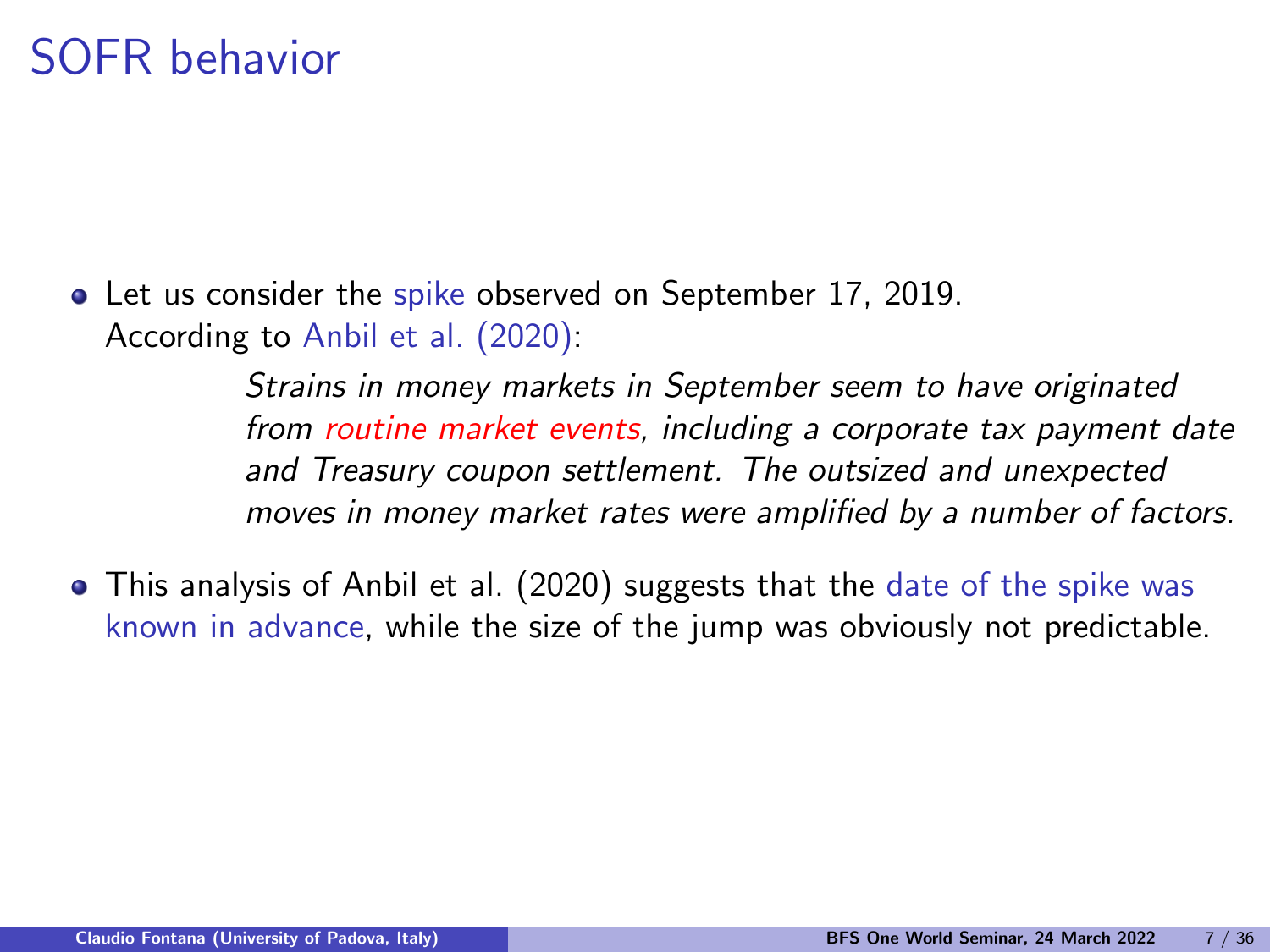# SOFR behavior

- Let us consider the spike observed on September 17, 2019. According to Anbil et al. (2020):

  > *Strains in money markets in September seem to have originated from routine market events, including a corporate tax payment date and Treasury coupon settlement. The outsized and unexpected moves in money market rates were amplified by a number of factors.*

- This analysis of Anbil et al. (2020) suggests that the date of the spike was known in advance, while the size of the jump was obviously not predictable.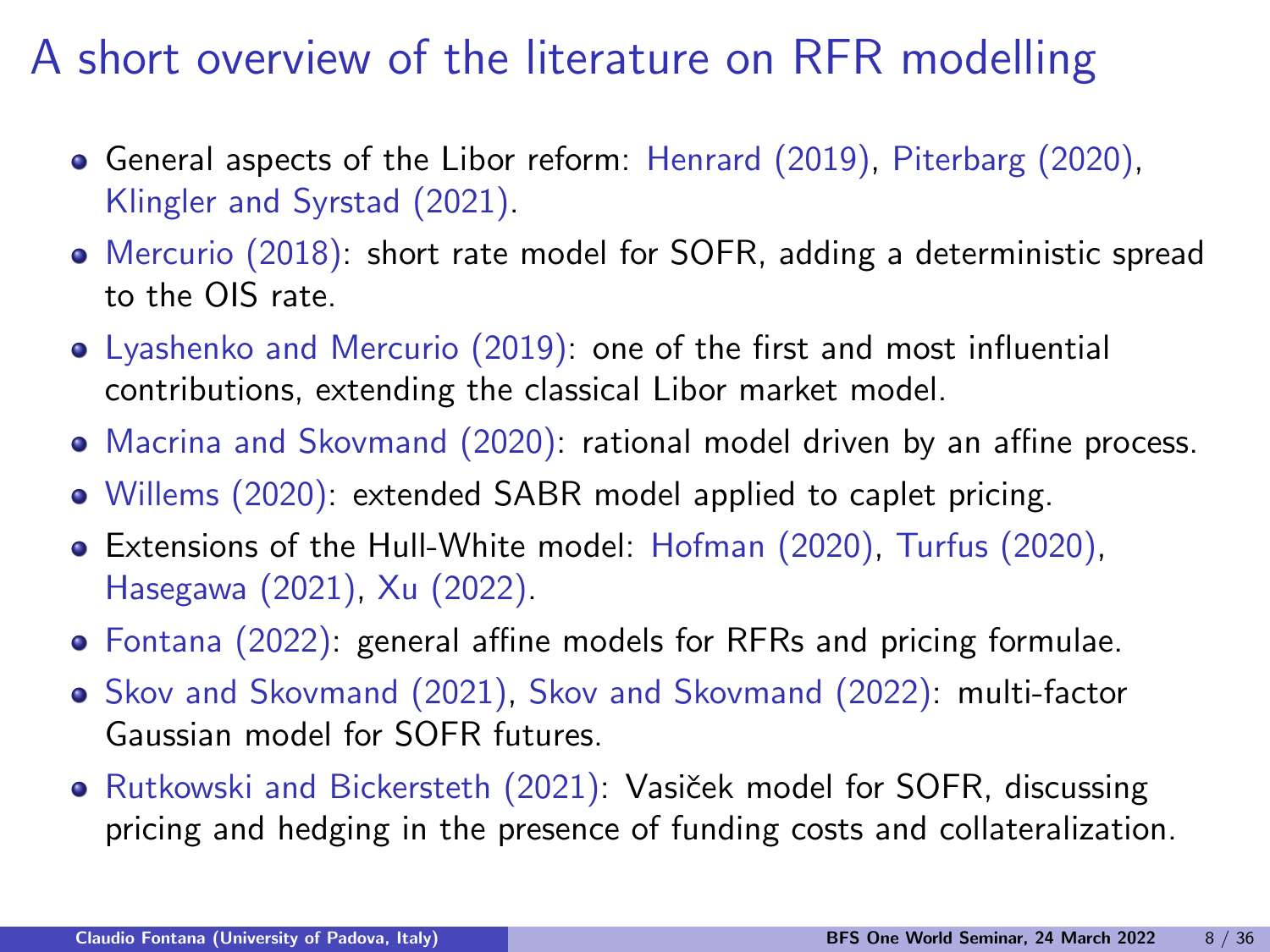# A short overview of the literature on RFR modelling

- General aspects of the Libor reform: Henrard (2019), Piterbarg (2020), Klingler and Syrstad (2021).
- Mercurio (2018): short rate model for SOFR, adding a deterministic spread to the OIS rate.
- Lyashenko and Mercurio (2019): one of the first and most influential contributions, extending the classical Libor market model.
- Macrina and Skovmand (2020): rational model driven by an affine process.
- Willems (2020): extended SABR model applied to caplet pricing.
- Extensions of the Hull-White model: Hofman (2020), Turfus (2020), Hasegawa (2021), Xu (2022).
- Fontana (2022): general affine models for RFRs and pricing formulae.
- Skov and Skovmand (2021), Skov and Skovmand (2022): multi-factor Gaussian model for SOFR futures.
- Rutkowski and Bickersteth (2021): Vasiček model for SOFR, discussing pricing and hedging in the presence of funding costs and collateralization.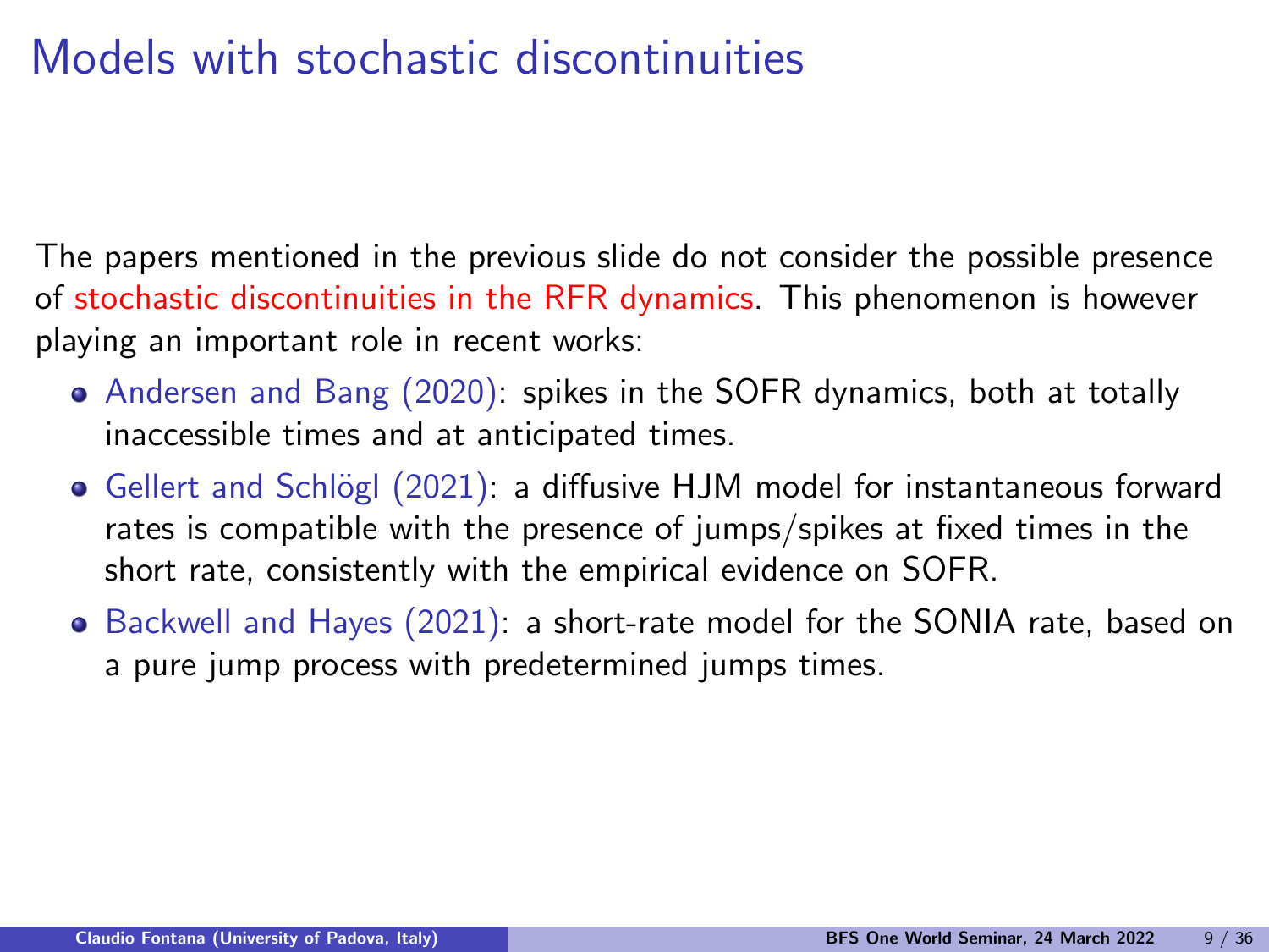# Models with stochastic discontinuities

The papers mentioned in the previous slide do not consider the possible presence of stochastic discontinuities in the RFR dynamics. This phenomenon is however playing an important role in recent works:

- Andersen and Bang (2020): spikes in the SOFR dynamics, both at totally inaccessible times and at anticipated times.
- Gellert and Schlögl (2021): a diffusive HJM model for instantaneous forward rates is compatible with the presence of jumps/spikes at fixed times in the short rate, consistently with the empirical evidence on SOFR.
- Backwell and Hayes (2021): a short-rate model for the SONIA rate, based on a pure jump process with predetermined jumps times.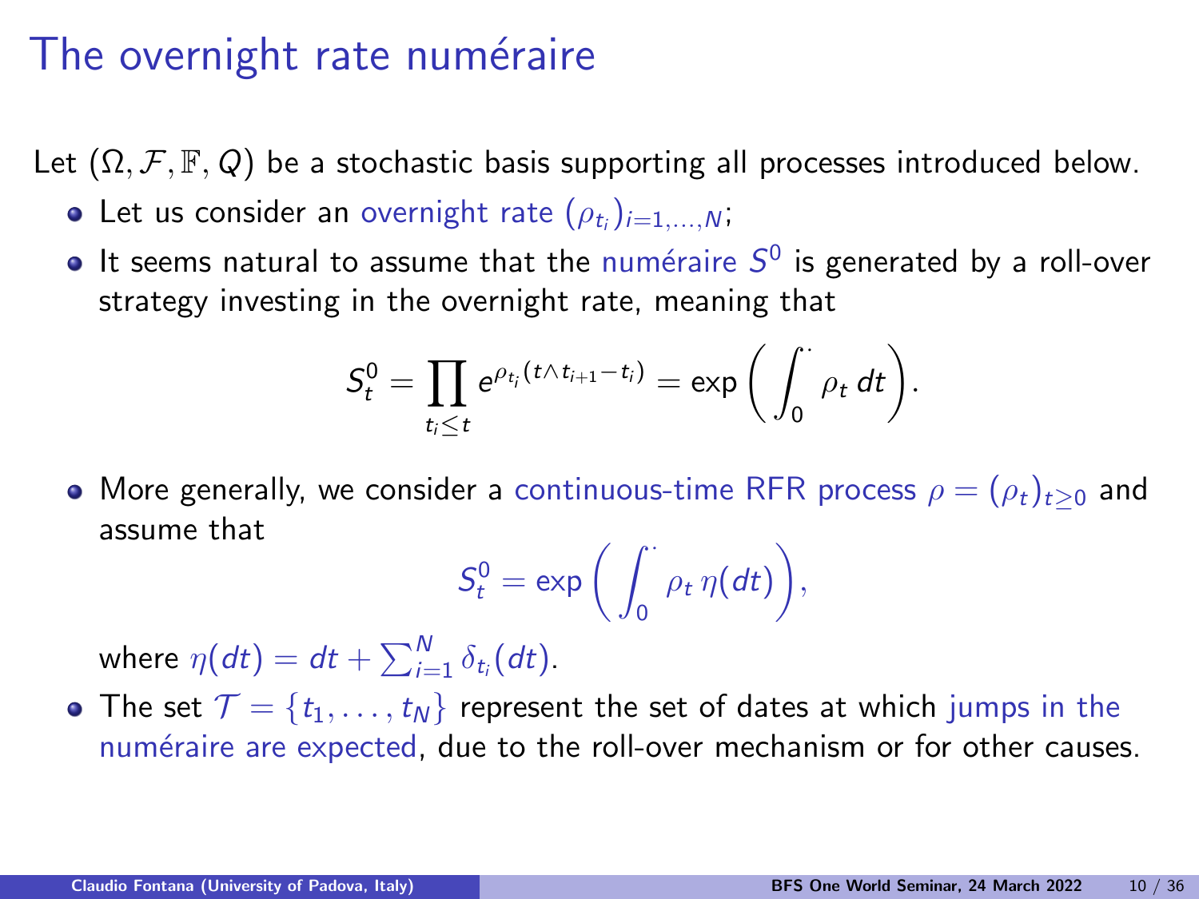# The overnight rate numéraire

Let $(\Omega, \mathcal{F}, \mathbb{F}, Q)$ be a stochastic basis supporting all processes introduced below.

- Let us consider an overnight rate $(\rho_{t_i})_{i=1,\dots,N}$;
- It seems natural to assume that the numéraire $S^0$ is generated by a roll-over strategy investing in the overnight rate, meaning that

$$S^0_t = \prod_{t_i \leq t} e^{\rho_{t_i}(t \wedge t_{i+1} - t_i)} = \exp\left( \int_0^{\cdot} \rho_t \, dt \right).$$

- More generally, we consider a continuous-time RFR process $\rho = (\rho_t)_{t \geq 0}$ and assume that

$$S^0_t = \exp\left( \int_0^{\cdot} \rho_t \, \eta(dt) \right),$$

  where $\eta(dt) = dt + \sum_{i=1}^N \delta_{t_i}(dt)$.
- The set $\mathcal{T} = \{t_1, \dots, t_N\}$ represent the set of dates at which jumps in the numéraire are expected, due to the roll-over mechanism or for other causes.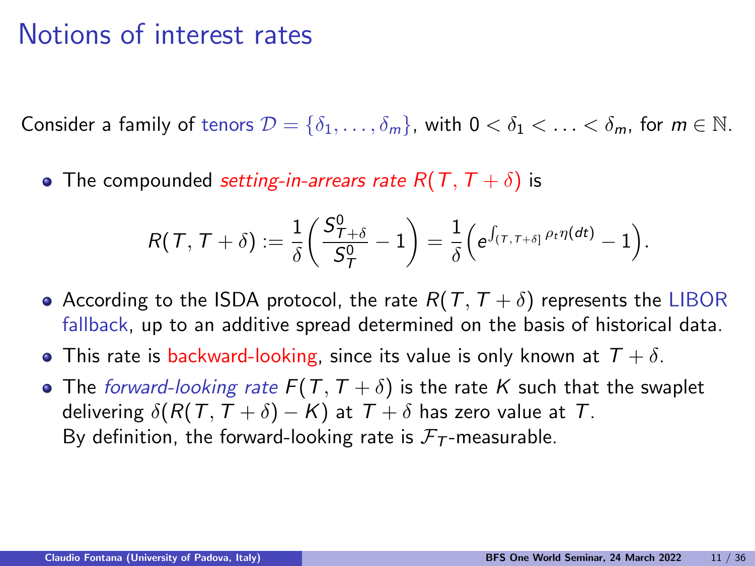# Notions of interest rates

Consider a family of tenors $\mathcal{D} = \{\delta_1, \ldots, \delta_m\}$, with $0 < \delta_1 < \ldots < \delta_m$, for $m \in \mathbb{N}$.

- The compounded *setting-in-arrears rate* $R(T, T+\delta)$ is

$$R(T, T+\delta) := \frac{1}{\delta}\left(\frac{S^0_{T+\delta}}{S^0_T} - 1\right) = \frac{1}{\delta}\left(e^{\int_{(T,T+\delta]} \rho_t \eta(dt)} - 1\right).$$

- According to the ISDA protocol, the rate $R(T, T+\delta)$ represents the LIBOR fallback, up to an additive spread determined on the basis of historical data.
- This rate is backward-looking, since its value is only known at $T+\delta$.
- The *forward-looking rate* $F(T, T+\delta)$ is the rate $K$ such that the swaplet delivering $\delta(R(T, T+\delta) - K)$ at $T+\delta$ has zero value at $T$.
  By definition, the forward-looking rate is $\mathcal{F}_T$-measurable.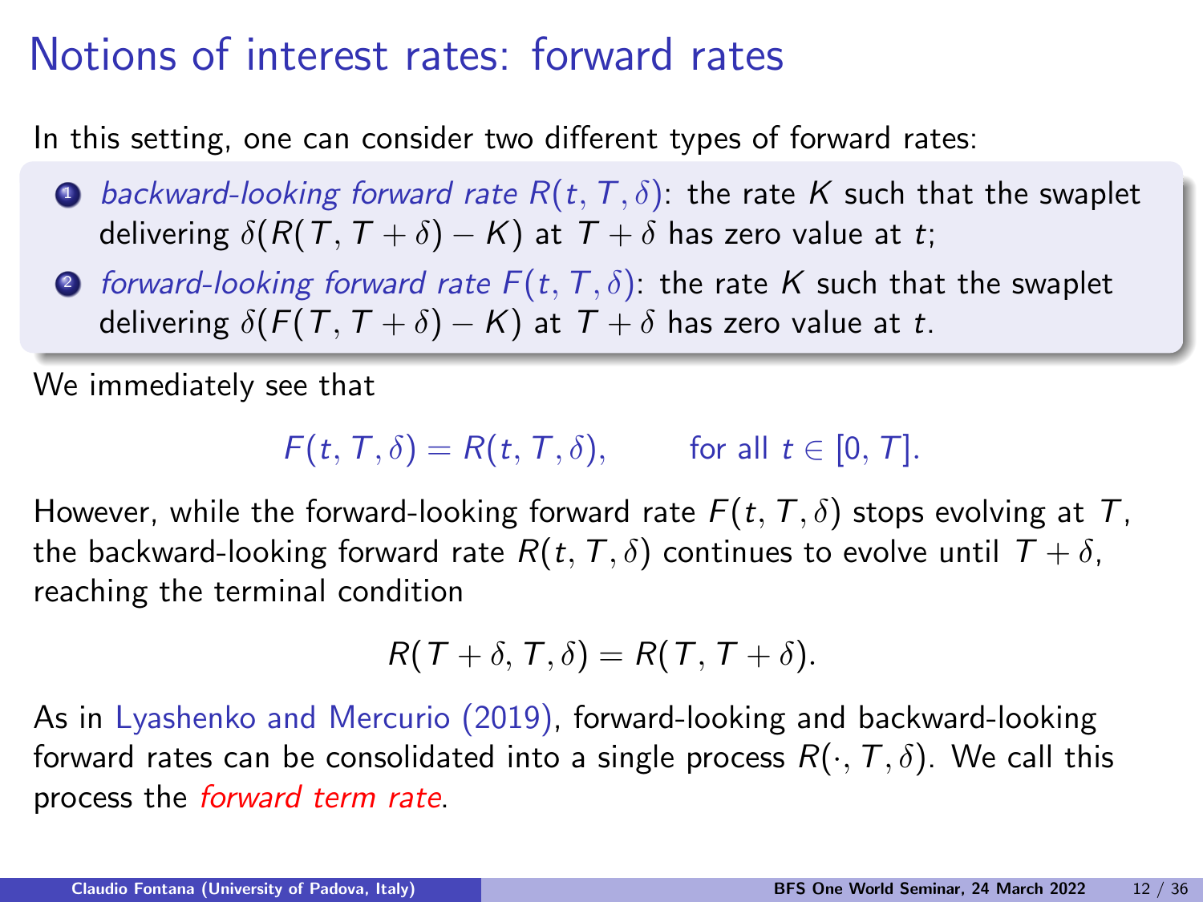# Notions of interest rates: forward rates

In this setting, one can consider two different types of forward rates:

1. *backward-looking forward rate* $R(t, T, \delta)$: the rate $K$ such that the swaplet delivering $\delta(R(T, T+\delta) - K)$ at $T + \delta$ has zero value at $t$;
2. *forward-looking forward rate* $F(t, T, \delta)$: the rate $K$ such that the swaplet delivering $\delta(F(T, T+\delta) - K)$ at $T + \delta$ has zero value at $t$.

We immediately see that

$$F(t, T, \delta) = R(t, T, \delta), \qquad \text{for all } t \in [0, T].$$

However, while the forward-looking forward rate $F(t, T, \delta)$ stops evolving at $T$, the backward-looking forward rate $R(t, T, \delta)$ continues to evolve until $T + \delta$, reaching the terminal condition

$$R(T + \delta, T, \delta) = R(T, T + \delta).$$

As in Lyashenko and Mercurio (2019), forward-looking and backward-looking forward rates can be consolidated into a single process $R(\cdot, T, \delta)$. We call this process the *forward term rate*.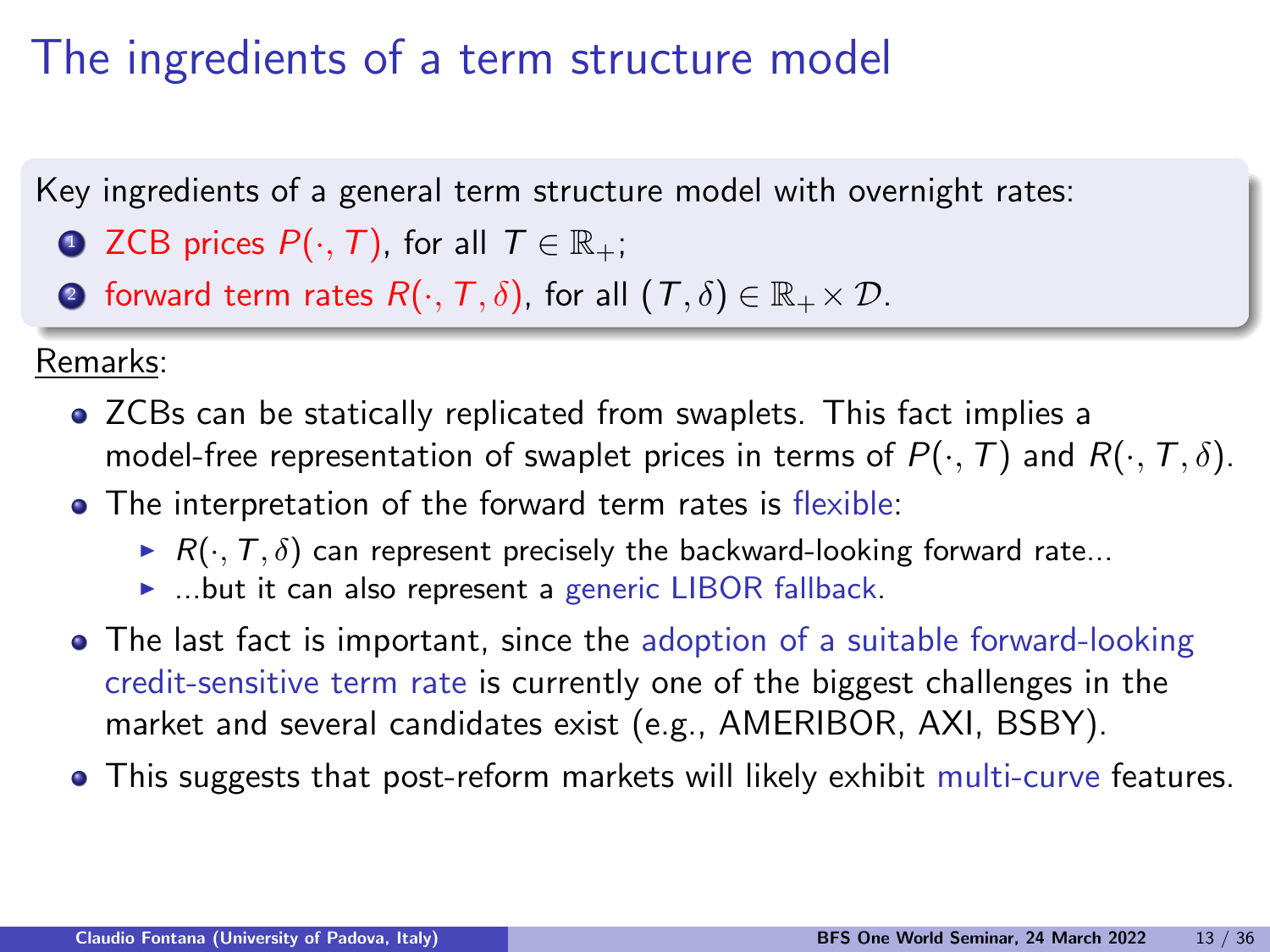# The ingredients of a term structure model

Key ingredients of a general term structure model with overnight rates:

1. ZCB prices $P(\cdot, T)$, for all $T \in \mathbb{R}_+$;
2. forward term rates $R(\cdot, T, \delta)$, for all $(T, \delta) \in \mathbb{R}_+ \times \mathcal{D}$.

Remarks:

- ZCBs can be statically replicated from swaplets. This fact implies a model-free representation of swaplet prices in terms of $P(\cdot, T)$ and $R(\cdot, T, \delta)$.
- The interpretation of the forward term rates is flexible:
  - $R(\cdot, T, \delta)$ can represent precisely the backward-looking forward rate...
  - ...but it can also represent a generic LIBOR fallback.
- The last fact is important, since the adoption of a suitable forward-looking credit-sensitive term rate is currently one of the biggest challenges in the market and several candidates exist (e.g., AMERIBOR, AXI, BSBY).
- This suggests that post-reform markets will likely exhibit multi-curve features.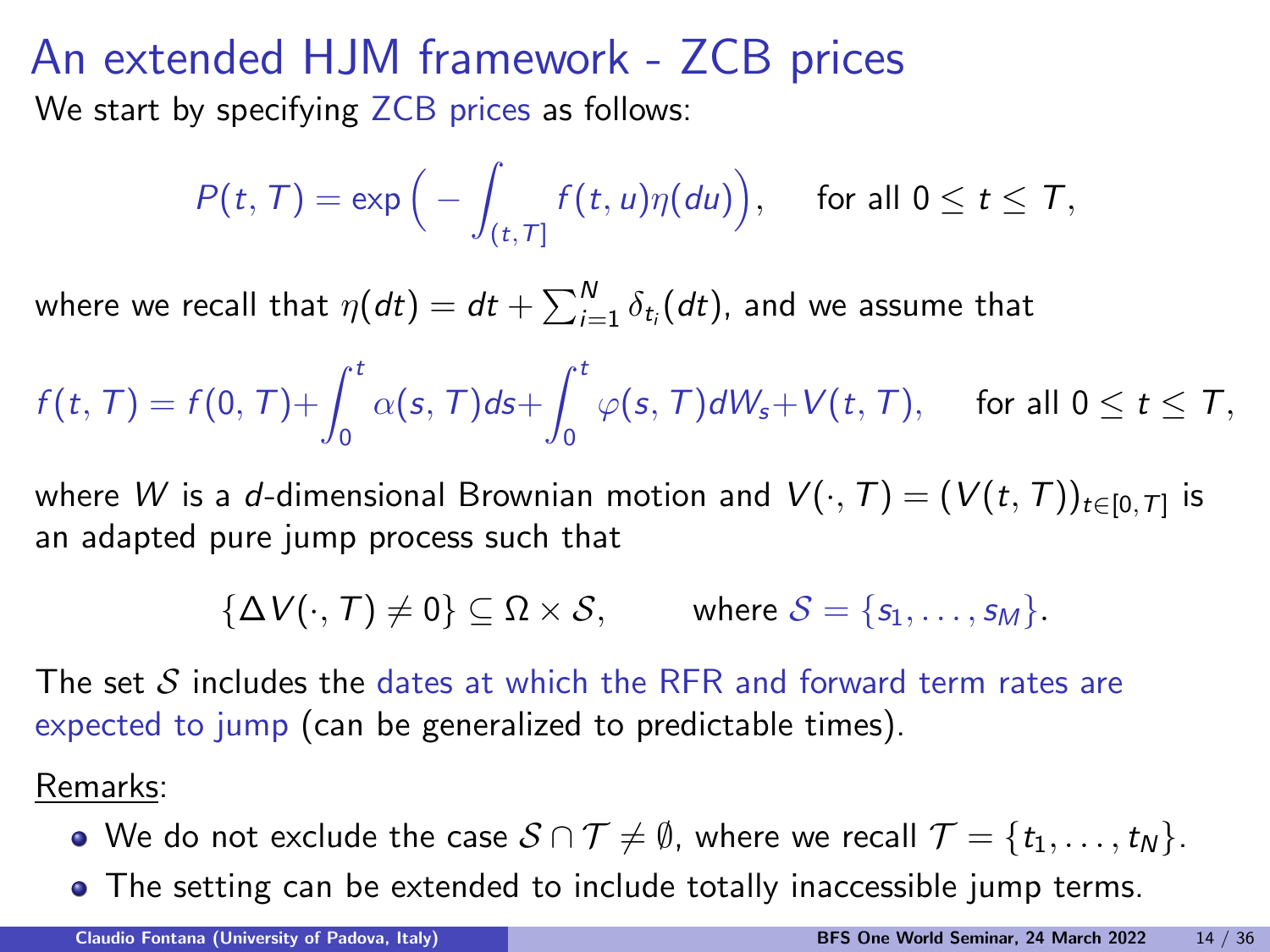# An extended HJM framework - ZCB prices

We start by specifying ZCB prices as follows:

$$P(t,T) = \exp\Big( - \int_{(t,T]} f(t,u)\eta(du)\Big), \qquad \text{for all } 0 \le t \le T,$$

where we recall that $\eta(dt) = dt + \sum_{i=1}^{N} \delta_{t_i}(dt)$, and we assume that

$$f(t,T) = f(0,T) + \int_0^t \alpha(s,T)ds + \int_0^t \varphi(s,T)dW_s + V(t,T), \qquad \text{for all } 0 \le t \le T,$$

where $W$ is a $d$-dimensional Brownian motion and $V(\cdot,T) = (V(t,T))_{t\in[0,T]}$ is an adapted pure jump process such that

$$\{\Delta V(\cdot,T) \neq 0\} \subseteq \Omega \times \mathcal{S}, \qquad \text{where } \mathcal{S} = \{s_1, \ldots, s_M\}.$$

The set $\mathcal{S}$ includes the dates at which the RFR and forward term rates are expected to jump (can be generalized to predictable times).

Remarks:

- We do not exclude the case $\mathcal{S} \cap \mathcal{T} \neq \emptyset$, where we recall $\mathcal{T} = \{t_1, \ldots, t_N\}$.
- The setting can be extended to include totally inaccessible jump terms.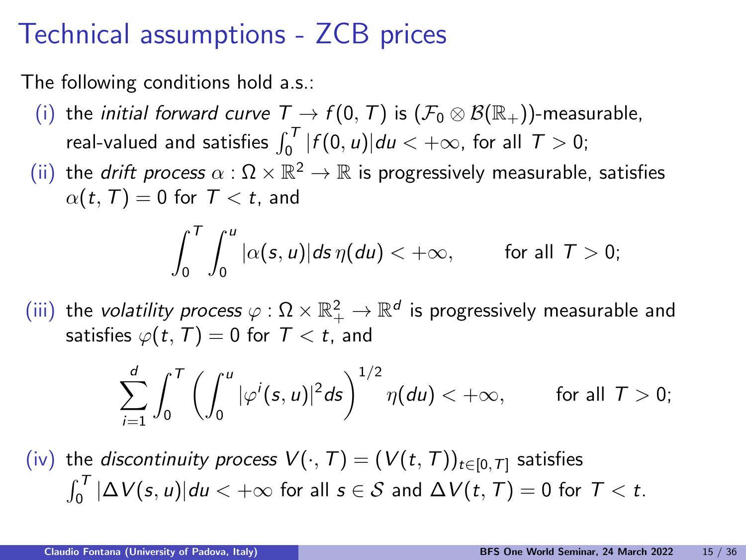# Technical assumptions - ZCB prices

The following conditions hold a.s.:

(i) the *initial forward curve* $T \to f(0,T)$ is $(\mathcal{F}_0 \otimes \mathcal{B}(\mathbb{R}_+))$-measurable, real-valued and satisfies $\int_0^T |f(0,u)|du < +\infty$, for all $T > 0$;

(ii) the *drift process* $\alpha : \Omega \times \mathbb{R}^2 \to \mathbb{R}$ is progressively measurable, satisfies $\alpha(t,T) = 0$ for $T < t$, and

$$\int_0^T \int_0^u |\alpha(s,u)| ds \, \eta(du) < +\infty, \qquad \text{for all } T > 0;$$

(iii) the *volatility process* $\varphi : \Omega \times \mathbb{R}_+^2 \to \mathbb{R}^d$ is progressively measurable and satisfies $\varphi(t,T) = 0$ for $T < t$, and

$$\sum_{i=1}^d \int_0^T \left( \int_0^u |\varphi^i(s,u)|^2 ds \right)^{1/2} \eta(du) < +\infty, \qquad \text{for all } T > 0;$$

(iv) the *discontinuity process* $V(\cdot,T) = (V(t,T))_{t \in [0,T]}$ satisfies $\int_0^T |\Delta V(s,u)| du < +\infty$ for all $s \in \mathcal{S}$ and $\Delta V(t,T) = 0$ for $T < t$.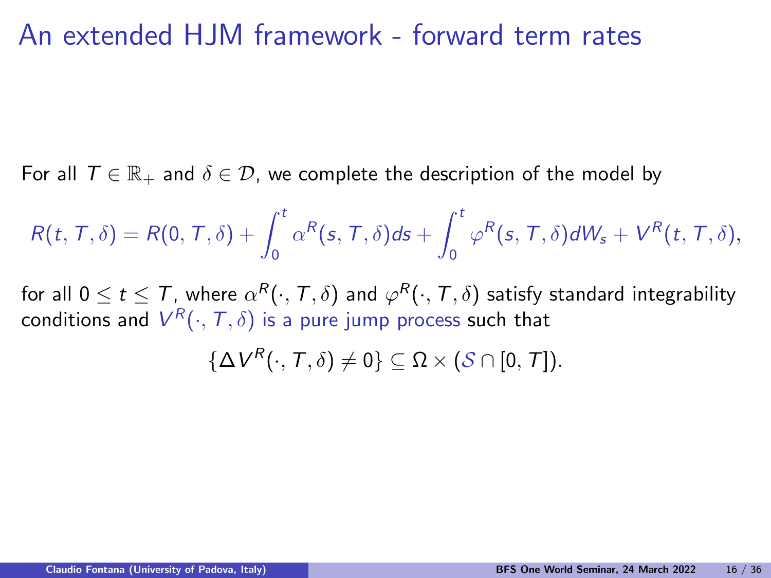# An extended HJM framework - forward term rates

For all $T \in \mathbb{R}_+$ and $\delta \in \mathcal{D}$, we complete the description of the model by

$$R(t, T, \delta) = R(0, T, \delta) + \int_0^t \alpha^R(s, T, \delta) ds + \int_0^t \varphi^R(s, T, \delta) dW_s + V^R(t, T, \delta),$$

for all $0 \leq t \leq T$, where $\alpha^R(\cdot, T, \delta)$ and $\varphi^R(\cdot, T, \delta)$ satisfy standard integrability conditions and $V^R(\cdot, T, \delta)$ is a pure jump process such that

$$\{\Delta V^R(\cdot, T, \delta) \neq 0\} \subseteq \Omega \times (\mathcal{S} \cap [0, T]).$$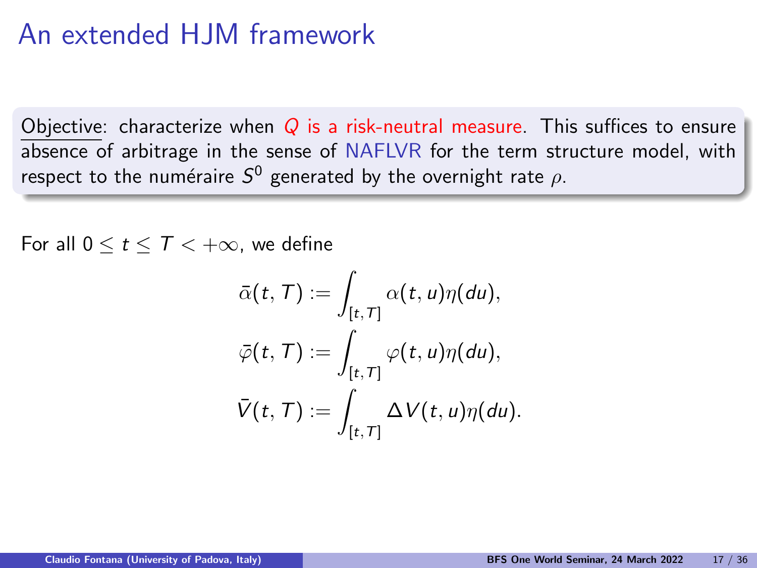# An extended HJM framework

Objective: characterize when $Q$ is a risk-neutral measure. This suffices to ensure absence of arbitrage in the sense of NAFLVR for the term structure model, with respect to the numéraire $S^0$ generated by the overnight rate $\rho$.

For all $0 \leq t \leq T < +\infty$, we define

$$
\bar{\alpha}(t, T) := \int_{[t,T]} \alpha(t, u)\eta(du),
$$

$$
\bar{\varphi}(t, T) := \int_{[t,T]} \varphi(t, u)\eta(du),
$$

$$
\bar{V}(t, T) := \int_{[t,T]} \Delta V(t, u)\eta(du).
$$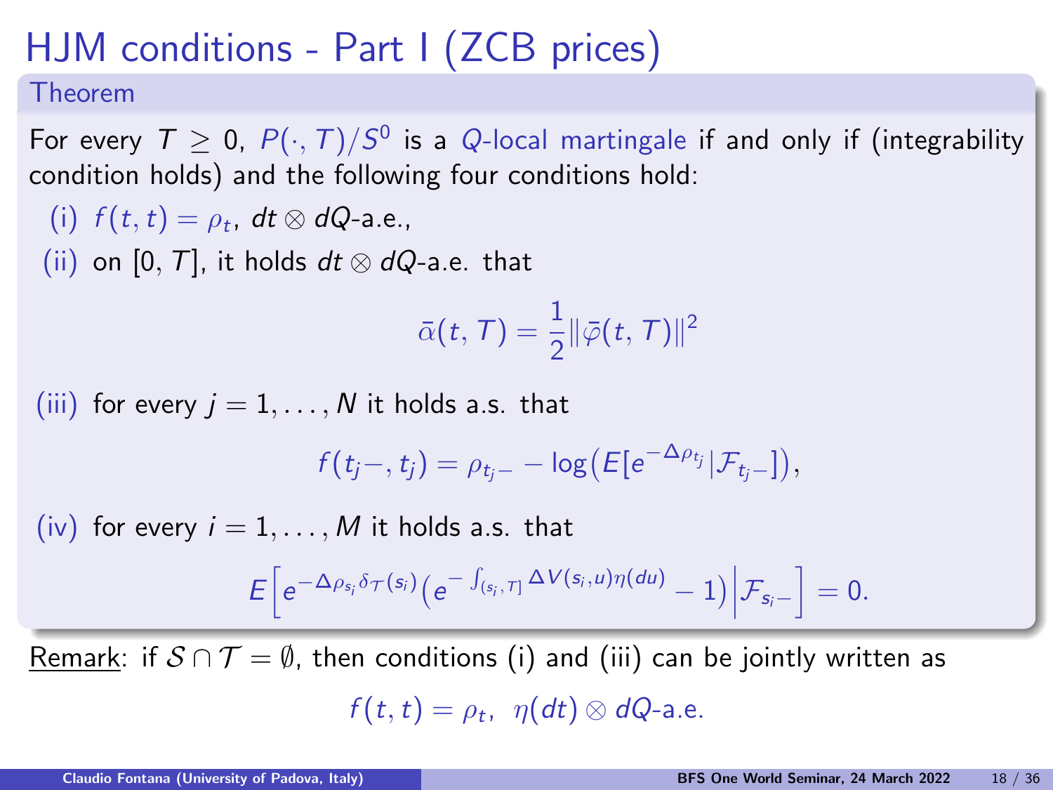# HJM conditions - Part I (ZCB prices)

**Theorem**

For every $T \geq 0$, $P(\cdot, T)/S^0$ is a $Q$-local martingale if and only if (integrability condition holds) and the following four conditions hold:

(i) $f(t,t) = \rho_t$, $dt \otimes dQ$-a.e.,

(ii) on $[0, T]$, it holds $dt \otimes dQ$-a.e. that

$$\bar{\alpha}(t, T) = \frac{1}{2}\|\bar{\varphi}(t, T)\|^2$$

(iii) for every $j = 1, \ldots, N$ it holds a.s. that

$$f(t_j-, t_j) = \rho_{t_j-} - \log\big(E[e^{-\Delta\rho_{t_j}}|\mathcal{F}_{t_j-}]\big),$$

(iv) for every $i = 1, \ldots, M$ it holds a.s. that

$$E\Big[e^{-\Delta\rho_{s_i}\delta_{\mathcal{T}}(s_i)}\big(e^{-\int_{(s_i,T]}\Delta V(s_i,u)\eta(du)} - 1\big)\Big|\mathcal{F}_{s_i-}\Big] = 0.$$

Remark: if $\mathcal{S} \cap \mathcal{T} = \emptyset$, then conditions (i) and (iii) can be jointly written as

$$f(t,t) = \rho_t, \;\; \eta(dt) \otimes dQ\text{-a.e.}$$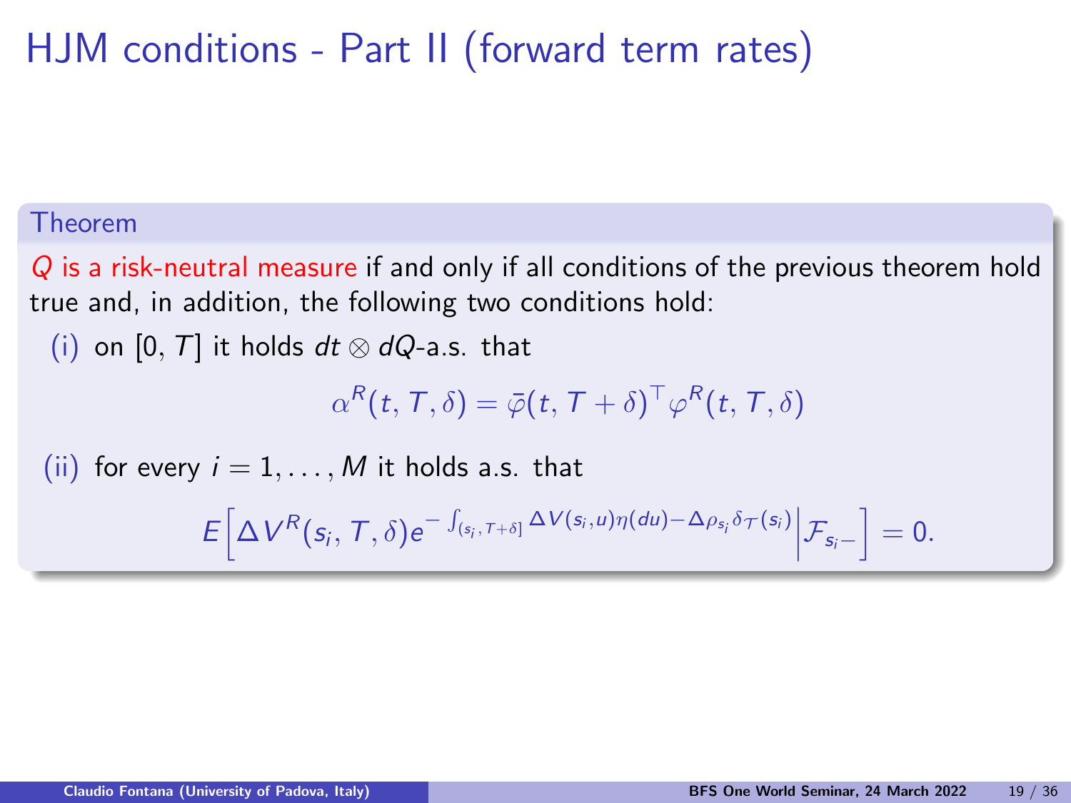# HJM conditions - Part II (forward term rates)

**Theorem**

$Q$ is a risk-neutral measure if and only if all conditions of the previous theorem hold true and, in addition, the following two conditions hold:

(i) on $[0, T]$ it holds $dt \otimes dQ$-a.s. that

$$\alpha^R(t, T, \delta) = \bar{\varphi}(t, T + \delta)^\top \varphi^R(t, T, \delta)$$

(ii) for every $i = 1, \ldots, M$ it holds a.s. that

$$E\Big[\Delta V^R(s_i, T, \delta) e^{-\int_{(s_i, T+\delta]} \Delta V(s_i, u)\eta(du) - \Delta \rho_{s_i} \delta_{\mathcal{T}}(s_i)} \Big| \mathcal{F}_{s_i -}\Big] = 0.$$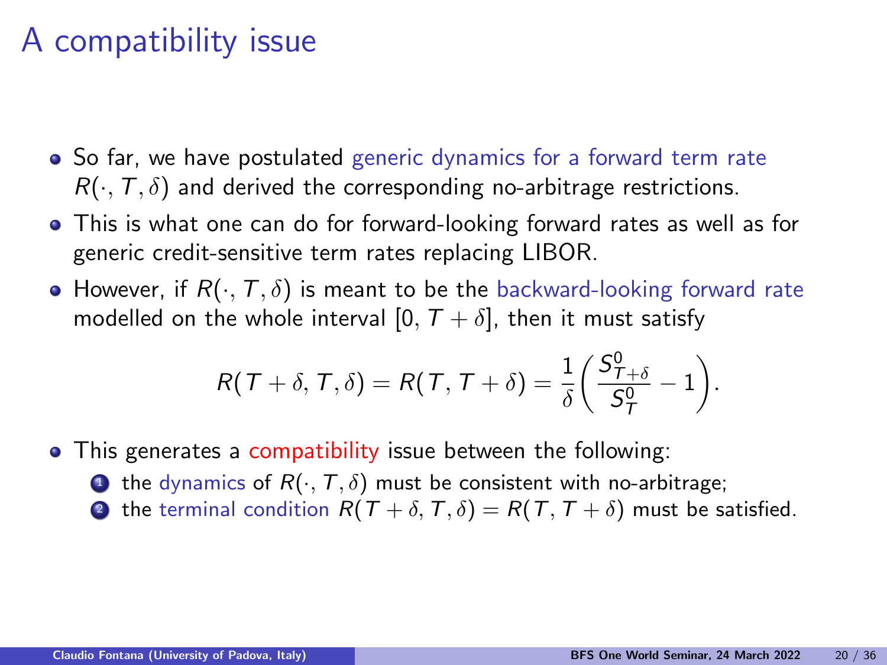# A compatibility issue

- So far, we have postulated generic dynamics for a forward term rate $R(\cdot, T, \delta)$ and derived the corresponding no-arbitrage restrictions.
- This is what one can do for forward-looking forward rates as well as for generic credit-sensitive term rates replacing LIBOR.
- However, if $R(\cdot, T, \delta)$ is meant to be the backward-looking forward rate modelled on the whole interval $[0, T + \delta]$, then it must satisfy

$$R(T + \delta, T, \delta) = R(T, T + \delta) = \frac{1}{\delta}\left(\frac{S^0_{T+\delta}}{S^0_T} - 1\right).$$

- This generates a compatibility issue between the following:
  1. the dynamics of $R(\cdot, T, \delta)$ must be consistent with no-arbitrage;
  2. the terminal condition $R(T + \delta, T, \delta) = R(T, T + \delta)$ must be satisfied.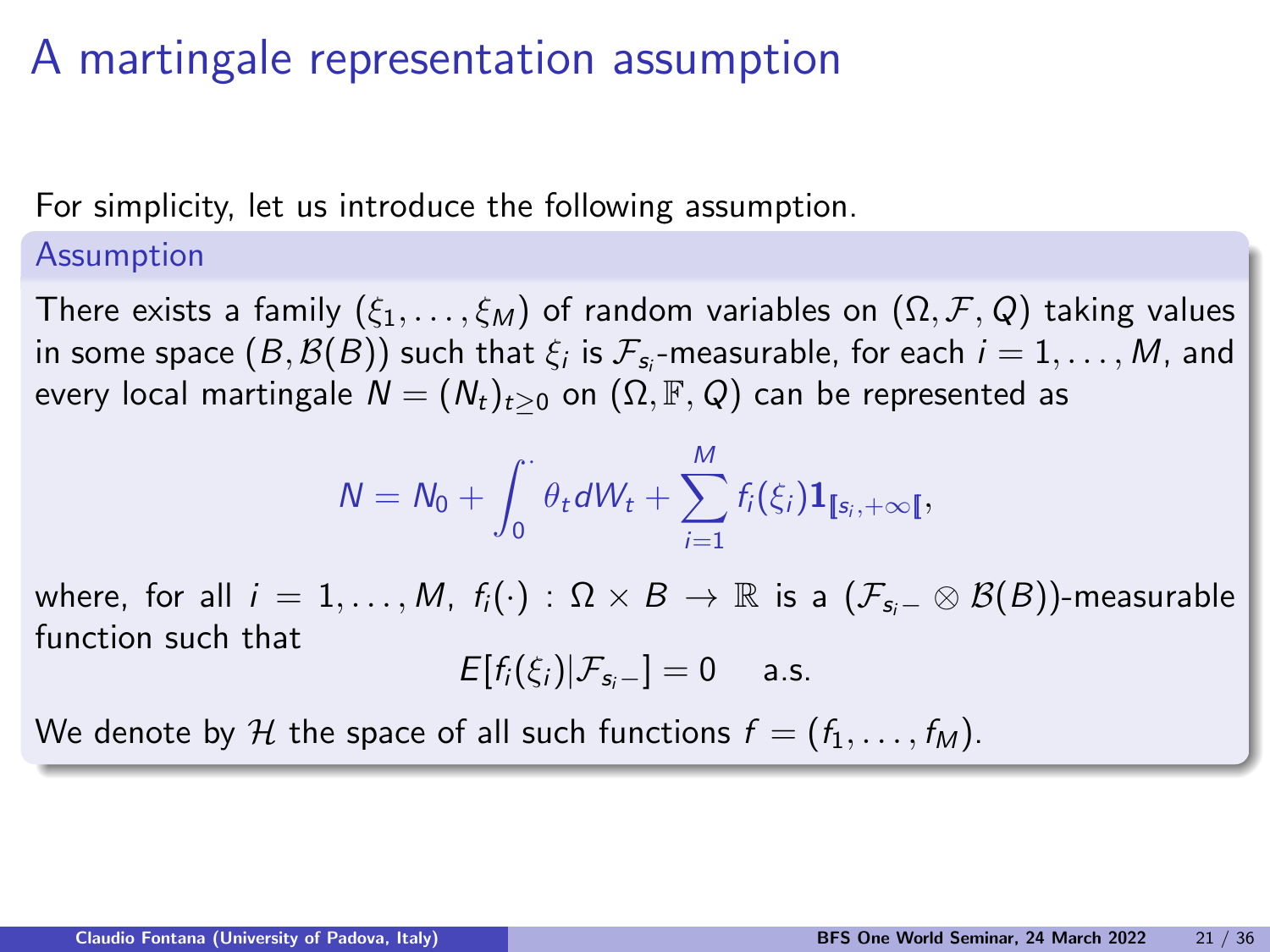# A martingale representation assumption

For simplicity, let us introduce the following assumption.

**Assumption**

There exists a family $(\xi_1, \ldots, \xi_M)$ of random variables on $(\Omega, \mathcal{F}, Q)$ taking values in some space $(B, \mathcal{B}(B))$ such that $\xi_i$ is $\mathcal{F}_{s_i}$-measurable, for each $i = 1, \ldots, M$, and every local martingale $N = (N_t)_{t \geq 0}$ on $(\Omega, \mathbb{F}, Q)$ can be represented as

$$N = N_0 + \int_0^{\cdot} \theta_t dW_t + \sum_{i=1}^{M} f_i(\xi_i) \mathbf{1}_{[\![ s_i, +\infty [\![},$$

where, for all $i = 1, \ldots, M$, $f_i(\cdot) : \Omega \times B \to \mathbb{R}$ is a $(\mathcal{F}_{s_i -} \otimes \mathcal{B}(B))$-measurable function such that

$$E[f_i(\xi_i) | \mathcal{F}_{s_i -}] = 0 \quad \text{a.s.}$$

We denote by $\mathcal{H}$ the space of all such functions $f = (f_1, \ldots, f_M)$.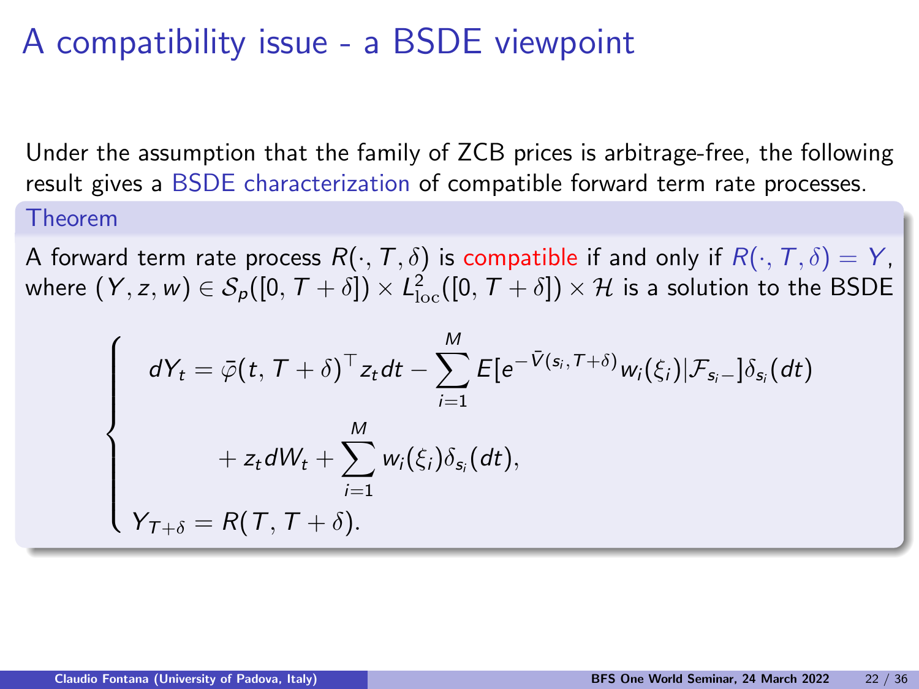# A compatibility issue - a BSDE viewpoint

Under the assumption that the family of ZCB prices is arbitrage-free, the following result gives a BSDE characterization of compatible forward term rate processes.

**Theorem**

A forward term rate process $R(\cdot, T, \delta)$ is compatible if and only if $R(\cdot, T, \delta) = Y$, where $(Y, z, w) \in \mathcal{S}_p([0, T+\delta]) \times L^2_{\mathrm{loc}}([0, T+\delta]) \times \mathcal{H}$ is a solution to the BSDE

$$
\begin{cases}
dY_t = \bar{\varphi}(t, T+\delta)^\top z_t dt - \displaystyle\sum_{i=1}^{M} E[e^{-\bar{V}(s_i, T+\delta)} w_i(\xi_i) | \mathcal{F}_{s_i-}] \delta_{s_i}(dt) \\
\qquad\qquad + z_t dW_t + \displaystyle\sum_{i=1}^{M} w_i(\xi_i) \delta_{s_i}(dt), \\
Y_{T+\delta} = R(T, T+\delta).
\end{cases}
$$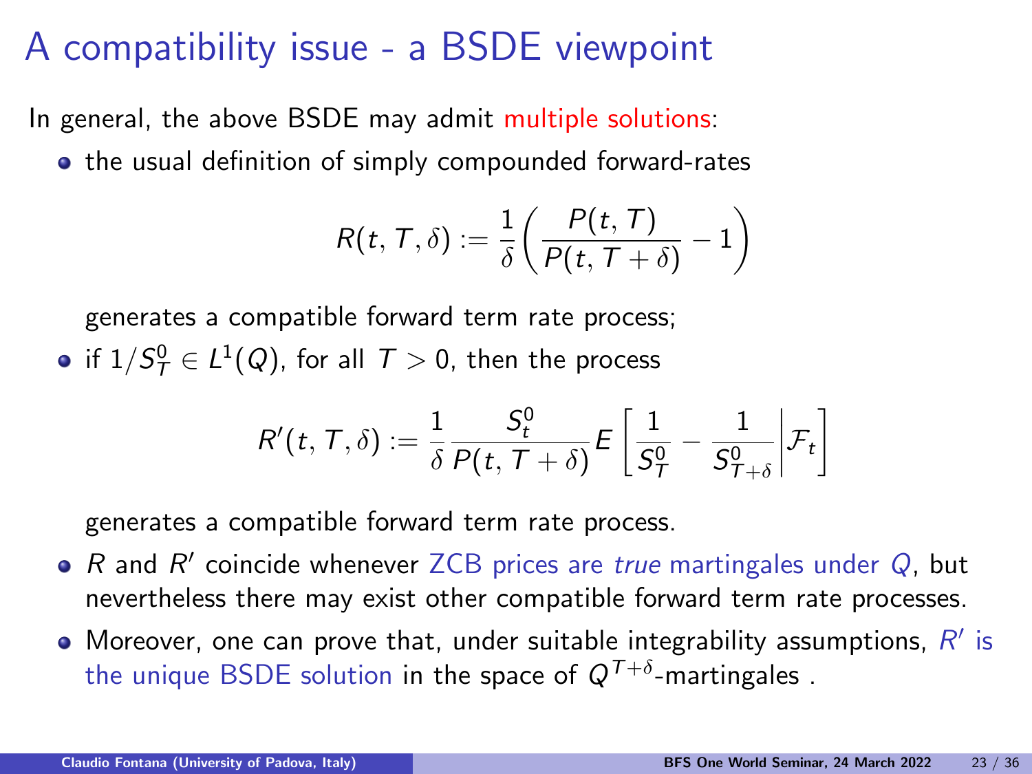# A compatibility issue - a BSDE viewpoint

In general, the above BSDE may admit multiple solutions:

- the usual definition of simply compounded forward-rates

$$R(t,T,\delta) := \frac{1}{\delta}\left(\frac{P(t,T)}{P(t,T+\delta)} - 1\right)$$

  generates a compatible forward term rate process;

- if $1/S^0_T \in L^1(Q)$, for all $T > 0$, then the process

$$R'(t,T,\delta) := \frac{1}{\delta}\frac{S^0_t}{P(t,T+\delta)} E\left[\frac{1}{S^0_T} - \frac{1}{S^0_{T+\delta}}\bigg|\mathcal{F}_t\right]$$

  generates a compatible forward term rate process.

- $R$ and $R'$ coincide whenever ZCB prices are *true* martingales under $Q$, but nevertheless there may exist other compatible forward term rate processes.
- Moreover, one can prove that, under suitable integrability assumptions, $R'$ is the unique BSDE solution in the space of $Q^{T+\delta}$-martingales .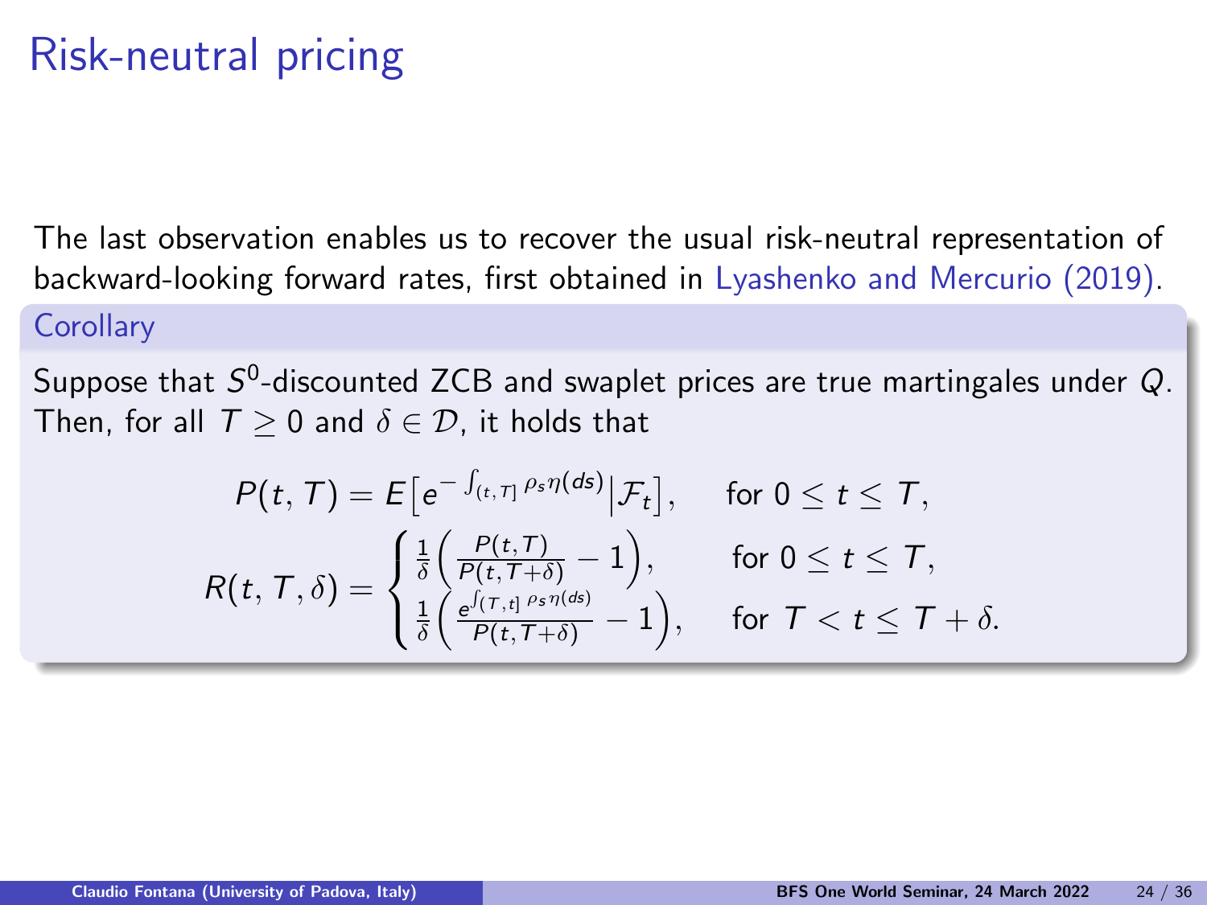# Risk-neutral pricing

The last observation enables us to recover the usual risk-neutral representation of backward-looking forward rates, first obtained in Lyashenko and Mercurio (2019).

**Corollary**

Suppose that $S^0$-discounted ZCB and swaplet prices are true martingales under $Q$. Then, for all $T \geq 0$ and $\delta \in \mathcal{D}$, it holds that

$$P(t,T) = E\big[e^{-\int_{(t,T]}\rho_s \eta(ds)}\big|\mathcal{F}_t\big], \qquad \text{for } 0 \leq t \leq T,$$

$$R(t,T,\delta) = \begin{cases} \frac{1}{\delta}\Big(\frac{P(t,T)}{P(t,T+\delta)} - 1\Big), & \text{for } 0 \leq t \leq T, \\ \frac{1}{\delta}\Big(\frac{e^{\int_{(T,t]}\rho_s \eta(ds)}}{P(t,T+\delta)} - 1\Big), & \text{for } T < t \leq T+\delta. \end{cases}$$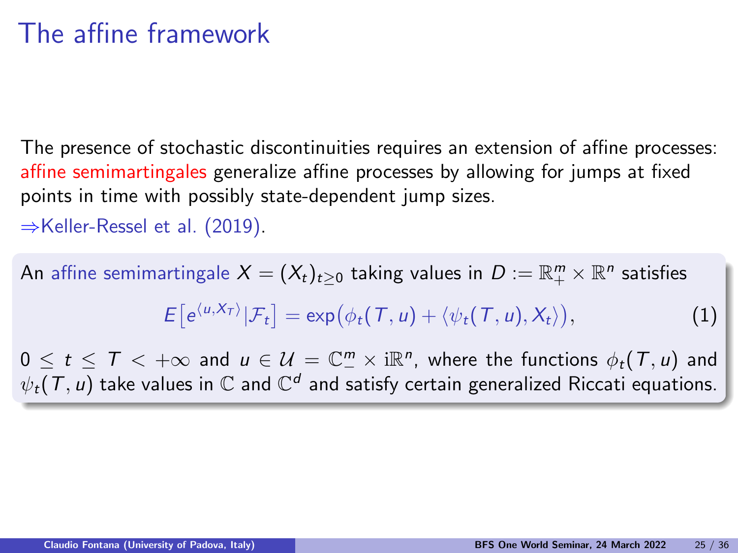# The affine framework

The presence of stochastic discontinuities requires an extension of affine processes: affine semimartingales generalize affine processes by allowing for jumps at fixed points in time with possibly state-dependent jump sizes.

⇒Keller-Ressel et al. (2019).

An affine semimartingale $X = (X_t)_{t \geq 0}$ taking values in $D := \mathbb{R}_+^m \times \mathbb{R}^n$ satisfies

$$E\big[e^{\langle u, X_T \rangle} | \mathcal{F}_t\big] = \exp\big(\phi_t(T, u) + \langle \psi_t(T, u), X_t \rangle\big), \tag{1}$$

$0 \leq t \leq T < +\infty$ and $u \in \mathcal{U} = \mathbb{C}_-^m \times \mathrm{i}\mathbb{R}^n$, where the functions $\phi_t(T, u)$ and $\psi_t(T, u)$ take values in $\mathbb{C}$ and $\mathbb{C}^d$ and satisfy certain generalized Riccati equations.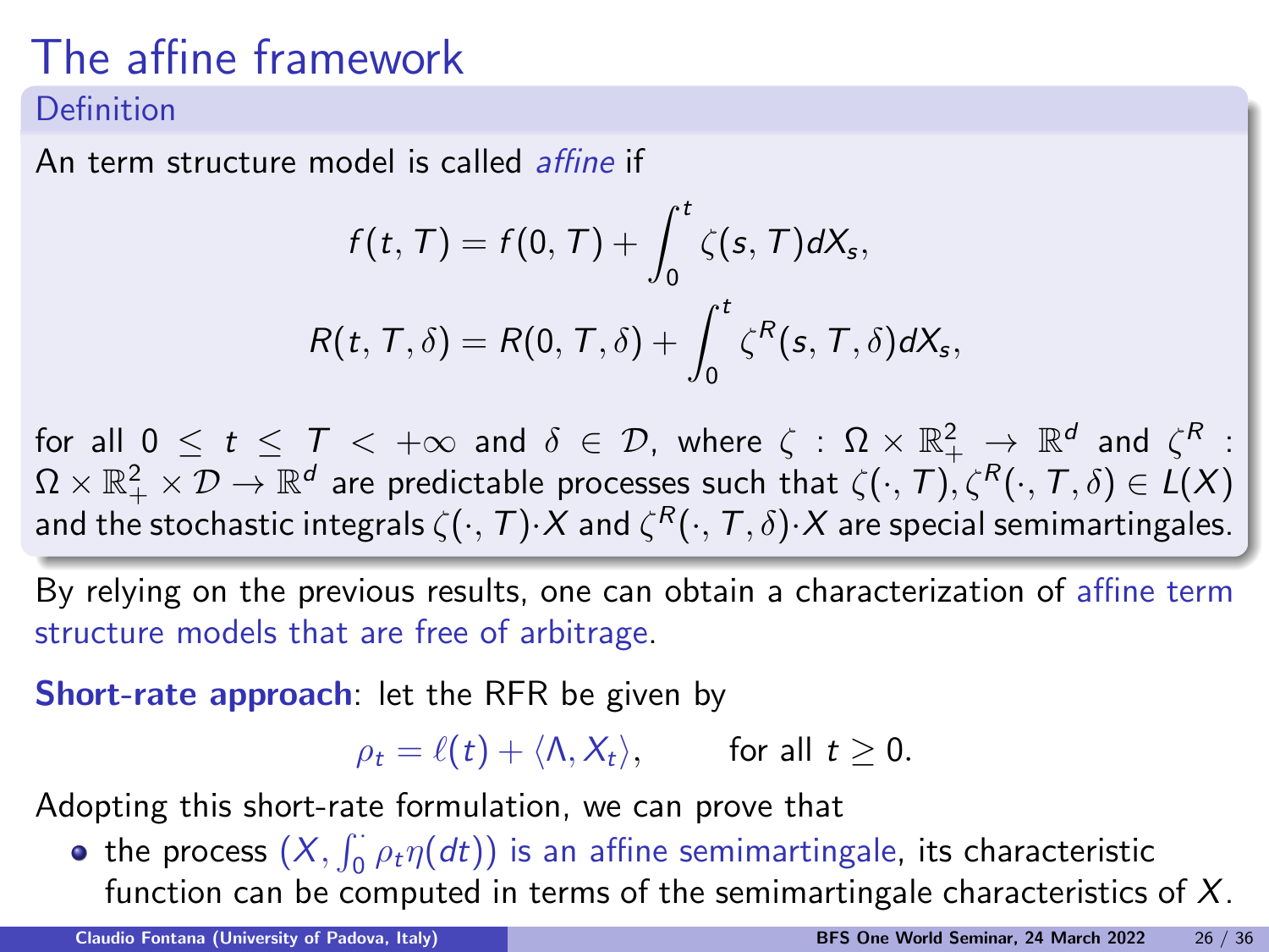# The affine framework

**Definition**

An term structure model is called *affine* if

$$f(t,T) = f(0,T) + \int_0^t \zeta(s,T)dX_s,$$

$$R(t,T,\delta) = R(0,T,\delta) + \int_0^t \zeta^R(s,T,\delta)dX_s,$$

for all $0 \leq t \leq T < +\infty$ and $\delta \in \mathcal{D}$, where $\zeta : \Omega \times \mathbb{R}_+^2 \to \mathbb{R}^d$ and $\zeta^R : \Omega \times \mathbb{R}_+^2 \times \mathcal{D} \to \mathbb{R}^d$ are predictable processes such that $\zeta(\cdot,T), \zeta^R(\cdot,T,\delta) \in L(X)$ and the stochastic integrals $\zeta(\cdot,T)\cdot X$ and $\zeta^R(\cdot,T,\delta)\cdot X$ are special semimartingales.

By relying on the previous results, one can obtain a characterization of affine term structure models that are free of arbitrage.

**Short-rate approach**: let the RFR be given by

$$\rho_t = \ell(t) + \langle \Lambda, X_t \rangle, \qquad \text{for all } t \geq 0.$$

Adopting this short-rate formulation, we can prove that

- the process $(X, \int_0^\cdot \rho_t \eta(dt))$ is an affine semimartingale, its characteristic function can be computed in terms of the semimartingale characteristics of $X$.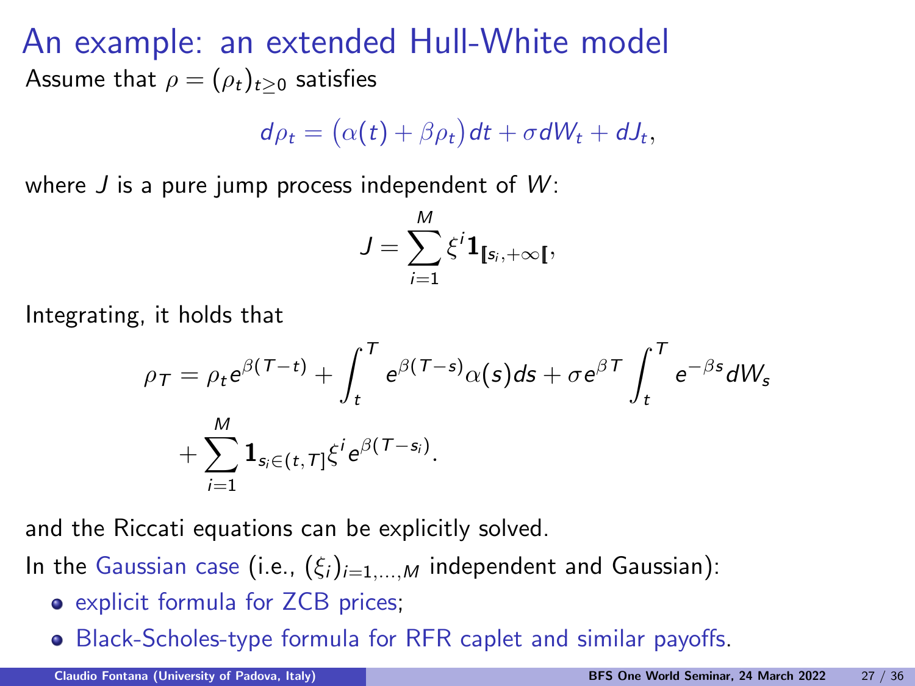# An example: an extended Hull-White model

Assume that $\rho = (\rho_t)_{t \geq 0}$ satisfies

$$d\rho_t = \big(\alpha(t) + \beta\rho_t\big)dt + \sigma dW_t + dJ_t,$$

where $J$ is a pure jump process independent of $W$:

$$J = \sum_{i=1}^{M} \xi^i \mathbf{1}_{[\![s_i,+\infty[\![},$$

Integrating, it holds that

$$\rho_T = \rho_t e^{\beta(T-t)} + \int_t^T e^{\beta(T-s)}\alpha(s)ds + \sigma e^{\beta T}\int_t^T e^{-\beta s}dW_s + \sum_{i=1}^{M} \mathbf{1}_{s_i \in (t,T]}\xi^i e^{\beta(T-s_i)}.$$

and the Riccati equations can be explicitly solved.

In the Gaussian case (i.e., $(\xi_i)_{i=1,\ldots,M}$ independent and Gaussian):

- explicit formula for ZCB prices;
- Black-Scholes-type formula for RFR caplet and similar payoffs.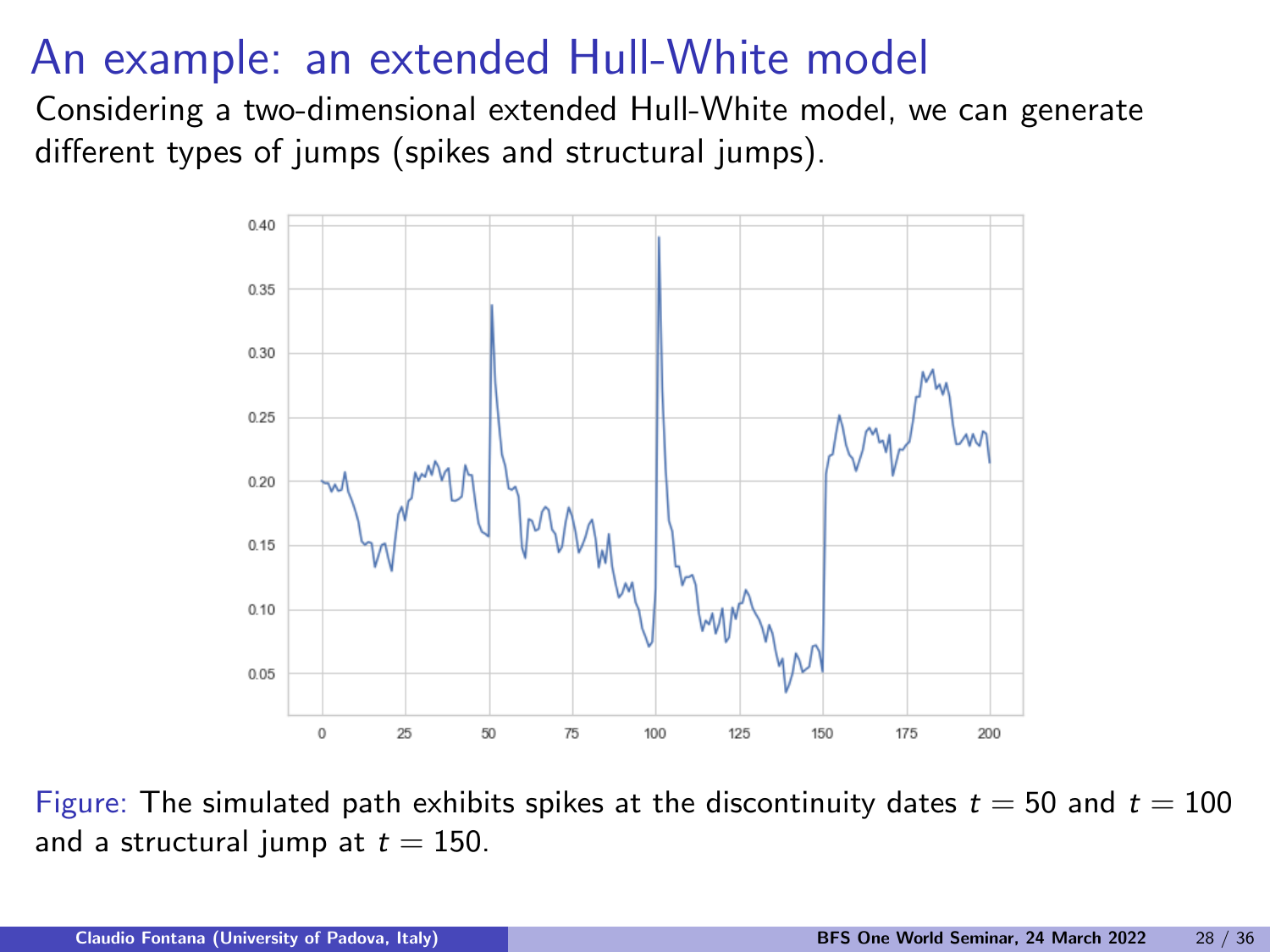# An example: an extended Hull-White model

Considering a two-dimensional extended Hull-White model, we can generate different types of jumps (spikes and structural jumps).

Figure: The simulated path exhibits spikes at the discontinuity dates $t = 50$ and $t = 100$ and a structural jump at $t = 150$.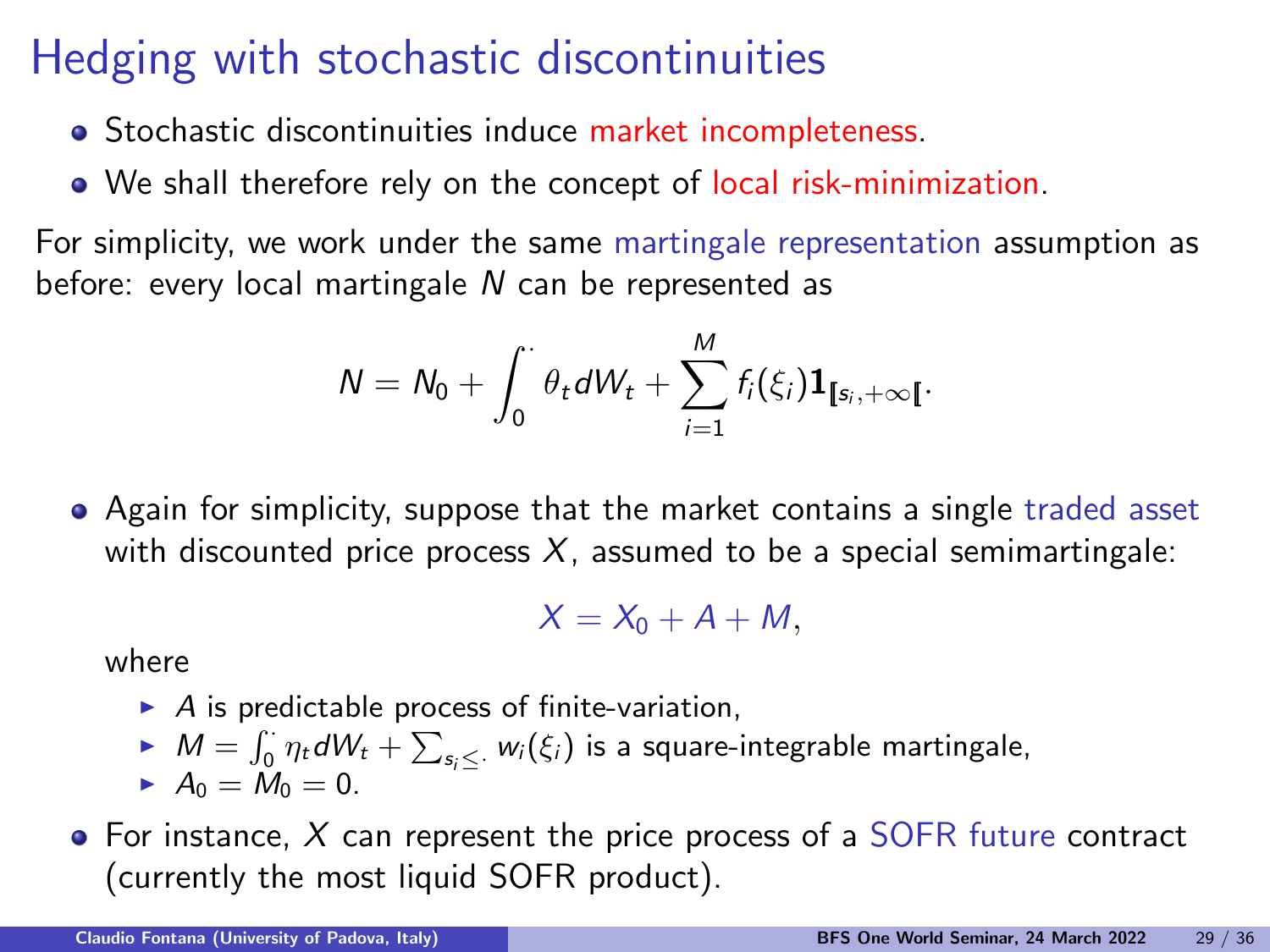# Hedging with stochastic discontinuities

- Stochastic discontinuities induce market incompleteness.
- We shall therefore rely on the concept of local risk-minimization.

For simplicity, we work under the same martingale representation assumption as before: every local martingale $N$ can be represented as

$$N = N_0 + \int_0^{\cdot} \theta_t dW_t + \sum_{i=1}^{M} f_i(\xi_i) \mathbf{1}_{[\![s_i,+\infty[\![}.$$

- Again for simplicity, suppose that the market contains a single traded asset with discounted price process $X$, assumed to be a special semimartingale:

$$X = X_0 + A + M,$$

  where

  - $A$ is predictable process of finite-variation,
  - $M = \int_0^{\cdot} \eta_t dW_t + \sum_{s_i \leq \cdot} w_i(\xi_i)$ is a square-integrable martingale,
  - $A_0 = M_0 = 0$.

- For instance, $X$ can represent the price process of a SOFR future contract (currently the most liquid SOFR product).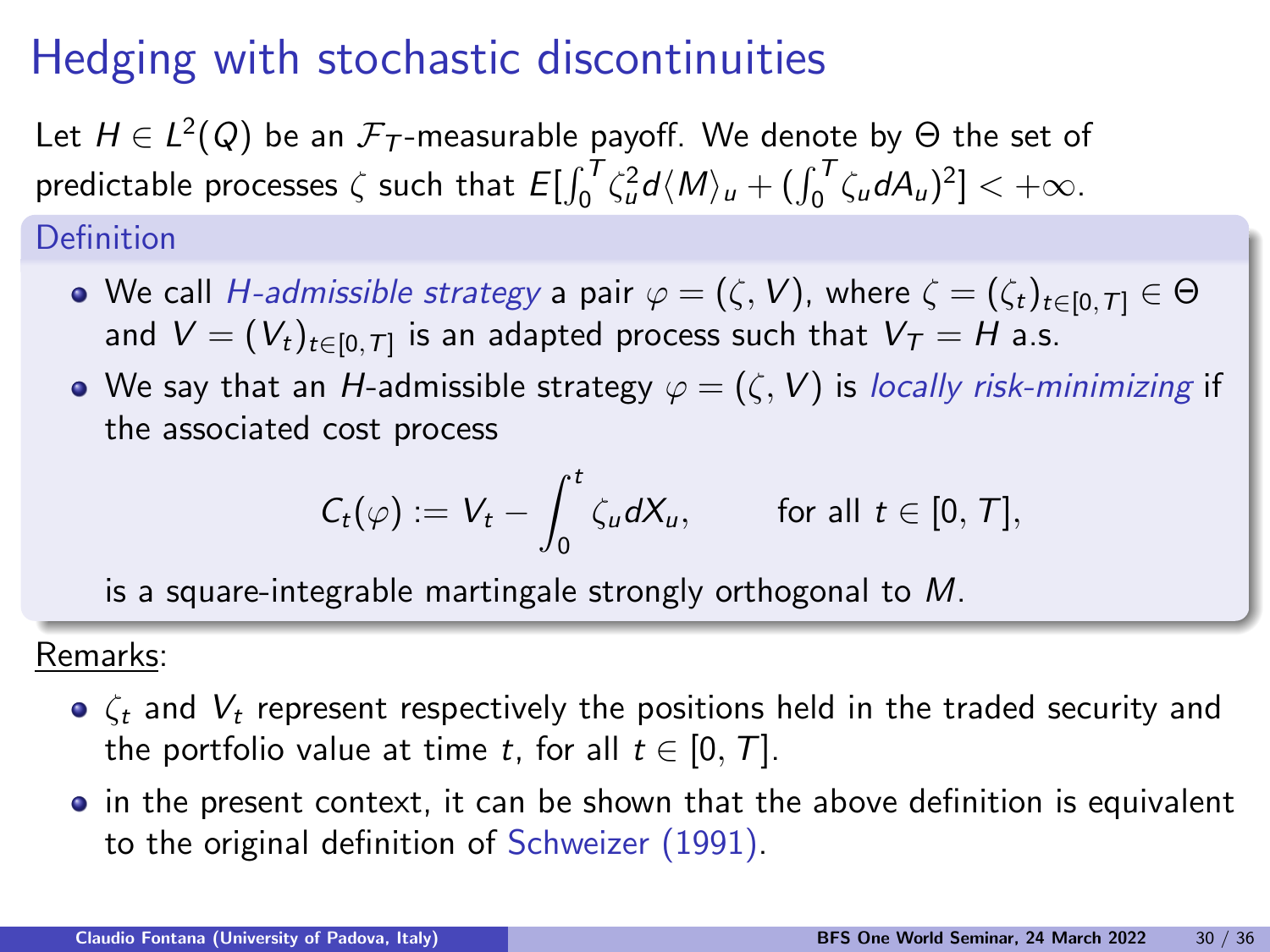# Hedging with stochastic discontinuities

Let $H \in L^2(Q)$ be an $\mathcal{F}_T$-measurable payoff. We denote by $\Theta$ the set of predictable processes $\zeta$ such that $E[\int_0^T \zeta_u^2 d\langle M \rangle_u + (\int_0^T \zeta_u dA_u)^2] < +\infty$.

**Definition**

- We call *H-admissible strategy* a pair $\varphi = (\zeta, V)$, where $\zeta = (\zeta_t)_{t \in [0,T]} \in \Theta$ and $V = (V_t)_{t \in [0,T]}$ is an adapted process such that $V_T = H$ a.s.
- We say that an $H$-admissible strategy $\varphi = (\zeta, V)$ is *locally risk-minimizing* if the associated cost process

$$C_t(\varphi) := V_t - \int_0^t \zeta_u dX_u, \qquad \text{for all } t \in [0, T],$$

is a square-integrable martingale strongly orthogonal to $M$.

Remarks:

- $\zeta_t$ and $V_t$ represent respectively the positions held in the traded security and the portfolio value at time $t$, for all $t \in [0, T]$.
- in the present context, it can be shown that the above definition is equivalent to the original definition of Schweizer (1991).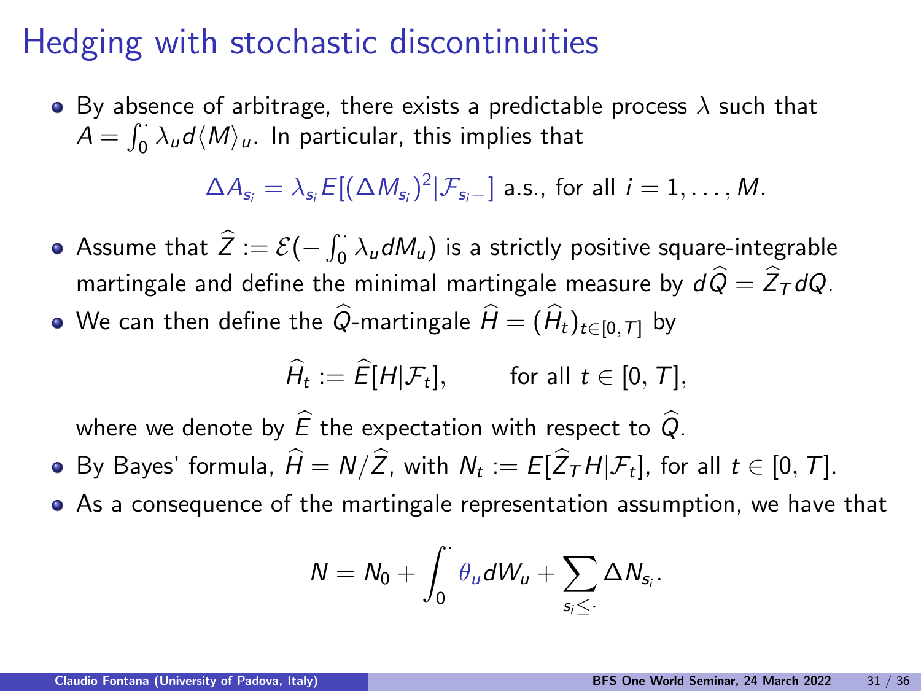# Hedging with stochastic discontinuities

- By absence of arbitrage, there exists a predictable process $\lambda$ such that $A = \int_0^{\cdot} \lambda_u d\langle M\rangle_u$. In particular, this implies that

$$\Delta A_{s_i} = \lambda_{s_i} E[(\Delta M_{s_i})^2 | \mathcal{F}_{s_i-}] \text{ a.s., for all } i = 1, \ldots, M.$$

- Assume that $\widehat{Z} := \mathcal{E}(-\int_0^{\cdot} \lambda_u dM_u)$ is a strictly positive square-integrable martingale and define the minimal martingale measure by $d\widehat{Q} = \widehat{Z}_T dQ$.
- We can then define the $\widehat{Q}$-martingale $\widehat{H} = (\widehat{H}_t)_{t\in[0,T]}$ by

$$\widehat{H}_t := \widehat{E}[H|\mathcal{F}_t], \qquad \text{for all } t \in [0, T],$$

where we denote by $\widehat{E}$ the expectation with respect to $\widehat{Q}$.
- By Bayes' formula, $\widehat{H} = N/\widehat{Z}$, with $N_t := E[\widehat{Z}_T H|\mathcal{F}_t]$, for all $t \in [0, T]$.
- As a consequence of the martingale representation assumption, we have that

$$N = N_0 + \int_0^{\cdot} \theta_u dW_u + \sum_{s_i \leq \cdot} \Delta N_{s_i}.$$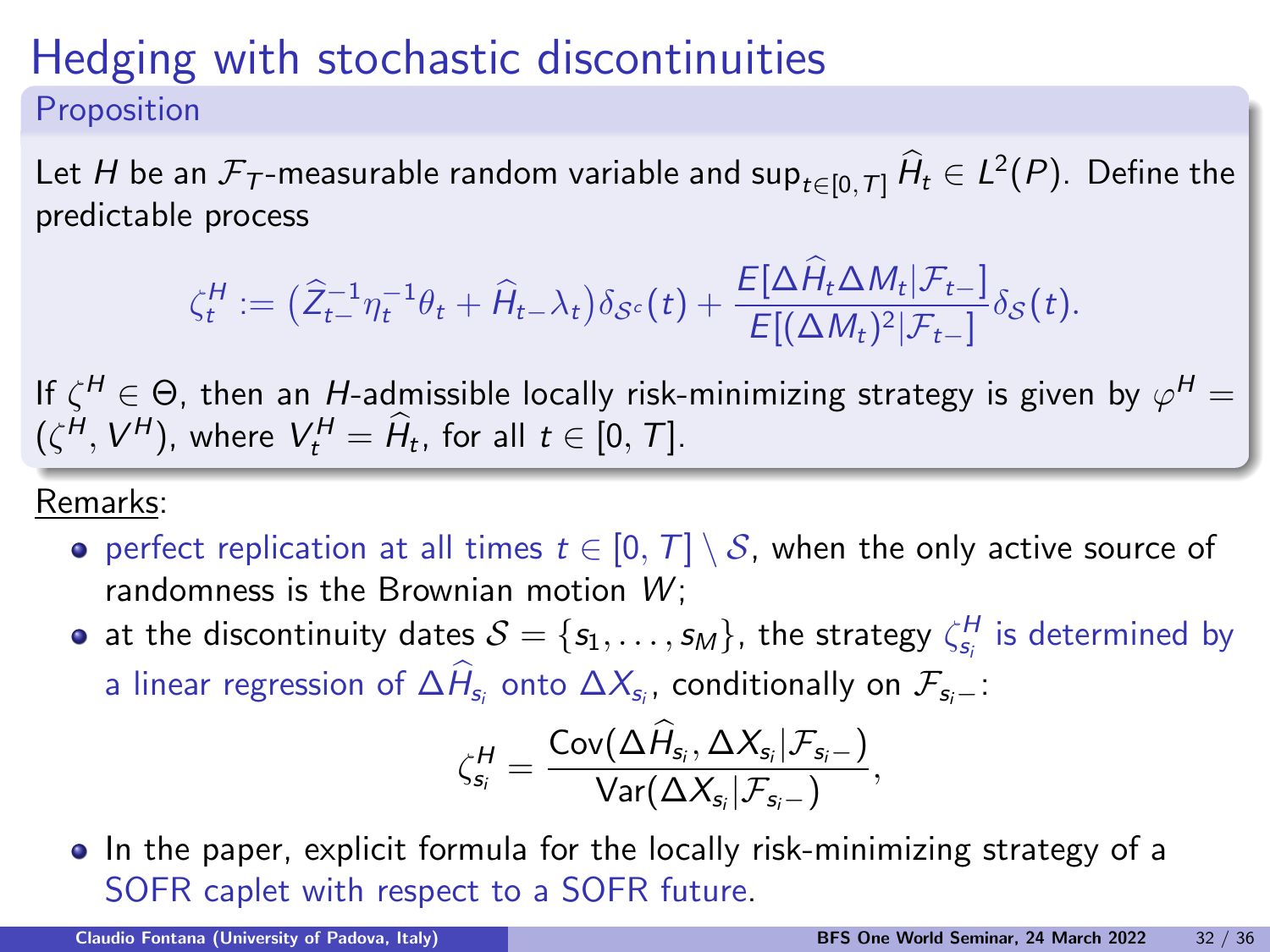# Hedging with stochastic discontinuities

## Proposition

Let $H$ be an $\mathcal{F}_T$-measurable random variable and $\sup_{t\in[0,T]} \widehat{H}_t \in L^2(P)$. Define the predictable process

$$\zeta^H_t := \big(\widehat{Z}^{-1}_{t-}\eta^{-1}_t\theta_t + \widehat{H}_{t-}\lambda_t\big)\delta_{\mathcal{S}^c}(t) + \frac{E[\Delta\widehat{H}_t\Delta M_t|\mathcal{F}_{t-}]}{E[(\Delta M_t)^2|\mathcal{F}_{t-}]}\delta_{\mathcal{S}}(t).$$

If $\zeta^H \in \Theta$, then an $H$-admissible locally risk-minimizing strategy is given by $\varphi^H = (\zeta^H, V^H)$, where $V^H_t = \widehat{H}_t$, for all $t \in [0,T]$.

Remarks:

- perfect replication at all times $t \in [0,T] \setminus \mathcal{S}$, when the only active source of randomness is the Brownian motion $W$;
- at the discontinuity dates $\mathcal{S} = \{s_1,\ldots,s_M\}$, the strategy $\zeta^H_{s_i}$ is determined by a linear regression of $\Delta\widehat{H}_{s_i}$ onto $\Delta X_{s_i}$, conditionally on $\mathcal{F}_{s_i-}$:

$$\zeta^H_{s_i} = \frac{\mathrm{Cov}(\Delta\widehat{H}_{s_i}, \Delta X_{s_i}|\mathcal{F}_{s_i-})}{\mathrm{Var}(\Delta X_{s_i}|\mathcal{F}_{s_i-})},$$

- In the paper, explicit formula for the locally risk-minimizing strategy of a SOFR caplet with respect to a SOFR future.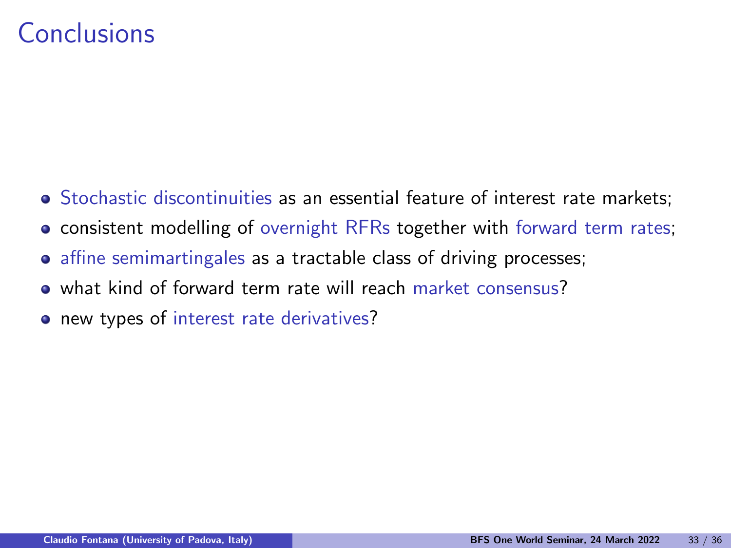# Conclusions

- Stochastic discontinuities as an essential feature of interest rate markets;
- consistent modelling of overnight RFRs together with forward term rates;
- affine semimartingales as a tractable class of driving processes;
- what kind of forward term rate will reach market consensus?
- new types of interest rate derivatives?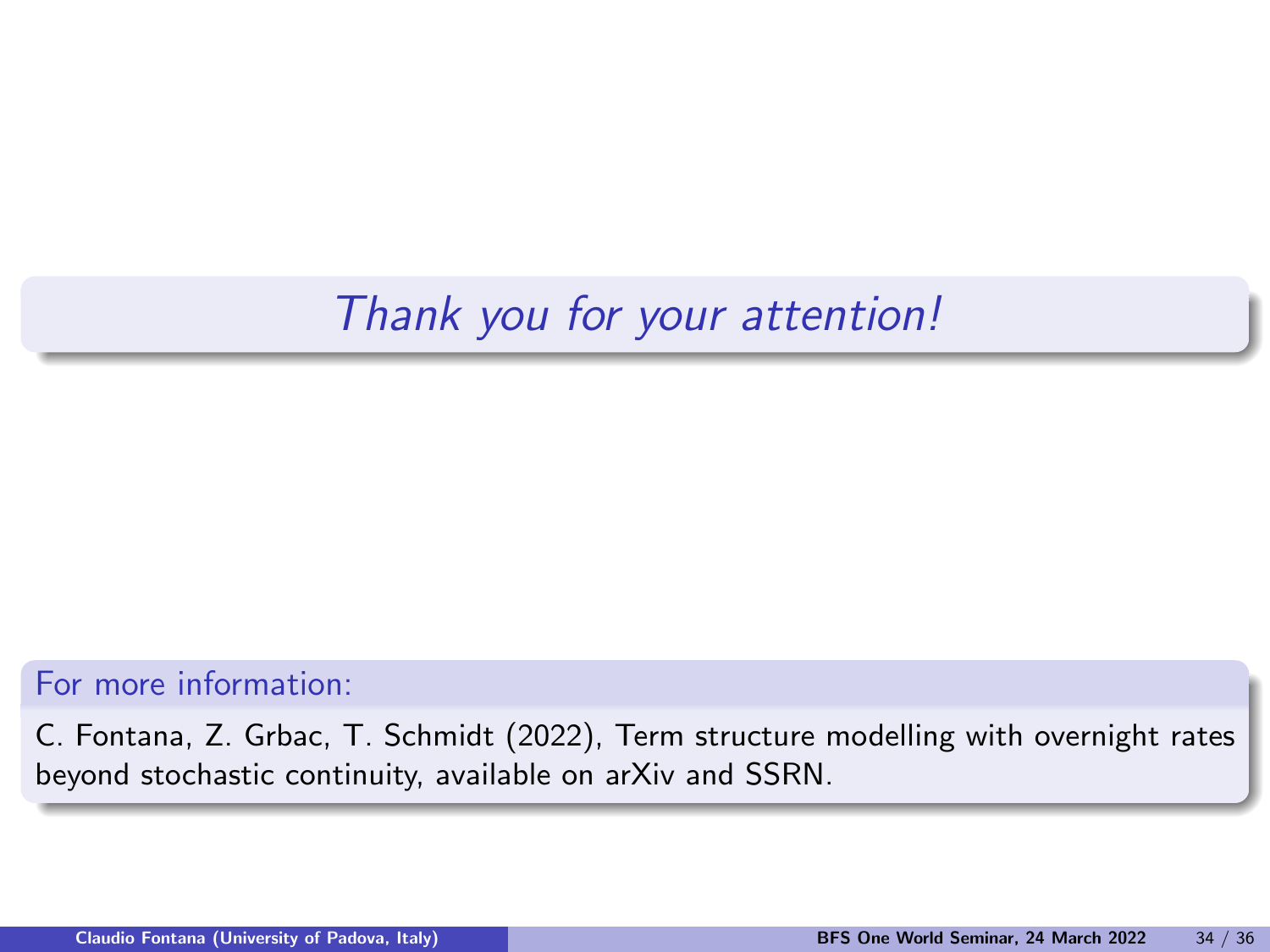*Thank you for your attention!*

**For more information:**

C. Fontana, Z. Grbac, T. Schmidt (2022), Term structure modelling with overnight rates beyond stochastic continuity, available on arXiv and SSRN.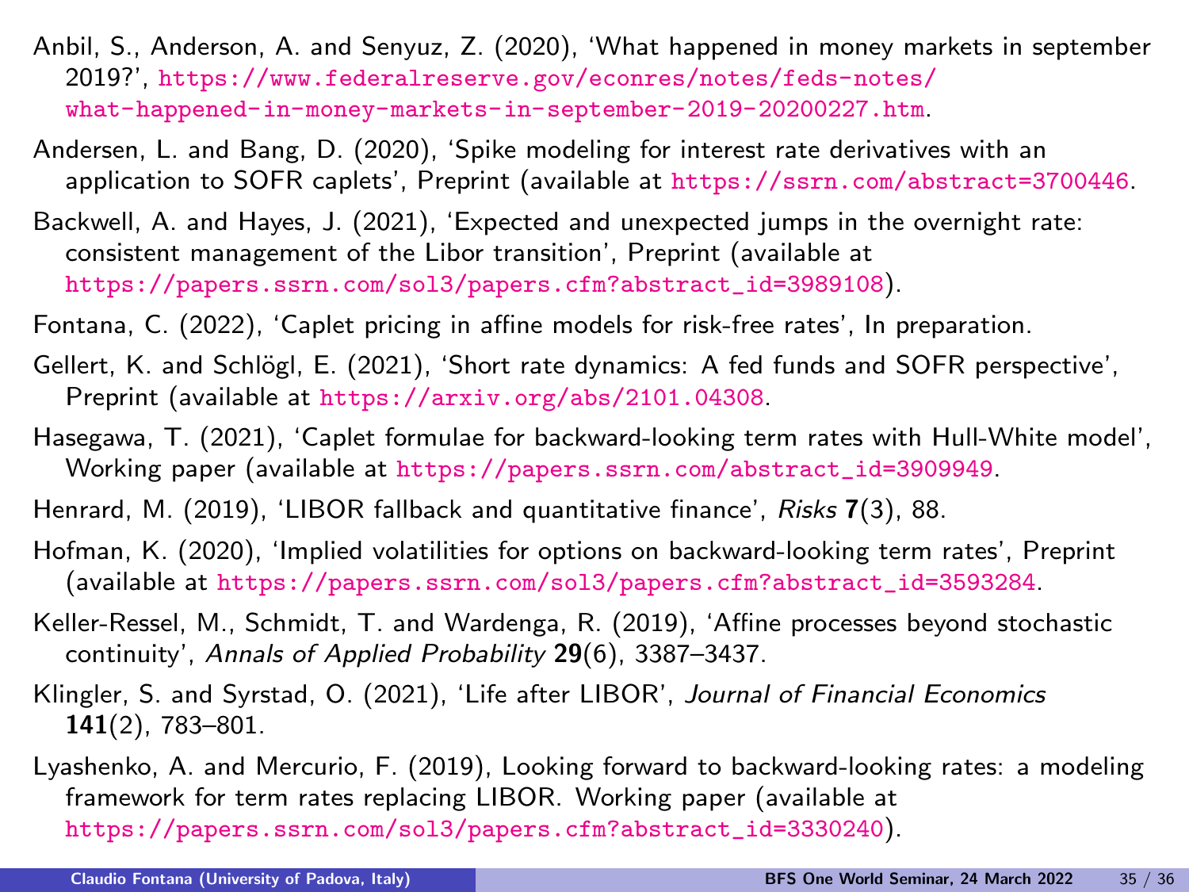Anbil, S., Anderson, A. and Senyuz, Z. (2020), 'What happened in money markets in september 2019?', https://www.federalreserve.gov/econres/notes/feds-notes/what-happened-in-money-markets-in-september-2019-20200227.htm.

Andersen, L. and Bang, D. (2020), 'Spike modeling for interest rate derivatives with an application to SOFR caplets', Preprint (available at https://ssrn.com/abstract=3700446.

Backwell, A. and Hayes, J. (2021), 'Expected and unexpected jumps in the overnight rate: consistent management of the Libor transition', Preprint (available at https://papers.ssrn.com/sol3/papers.cfm?abstract_id=3989108).

Fontana, C. (2022), 'Caplet pricing in affine models for risk-free rates', In preparation.

Gellert, K. and Schlögl, E. (2021), 'Short rate dynamics: A fed funds and SOFR perspective', Preprint (available at https://arxiv.org/abs/2101.04308.

Hasegawa, T. (2021), 'Caplet formulae for backward-looking term rates with Hull-White model', Working paper (available at https://papers.ssrn.com/abstract_id=3909949.

Henrard, M. (2019), 'LIBOR fallback and quantitative finance', *Risks* **7**(3), 88.

Hofman, K. (2020), 'Implied volatilities for options on backward-looking term rates', Preprint (available at https://papers.ssrn.com/sol3/papers.cfm?abstract_id=3593284.

Keller-Ressel, M., Schmidt, T. and Wardenga, R. (2019), 'Affine processes beyond stochastic continuity', *Annals of Applied Probability* **29**(6), 3387–3437.

Klingler, S. and Syrstad, O. (2021), 'Life after LIBOR', *Journal of Financial Economics* **141**(2), 783–801.

Lyashenko, A. and Mercurio, F. (2019), Looking forward to backward-looking rates: a modeling framework for term rates replacing LIBOR. Working paper (available at https://papers.ssrn.com/sol3/papers.cfm?abstract_id=3330240).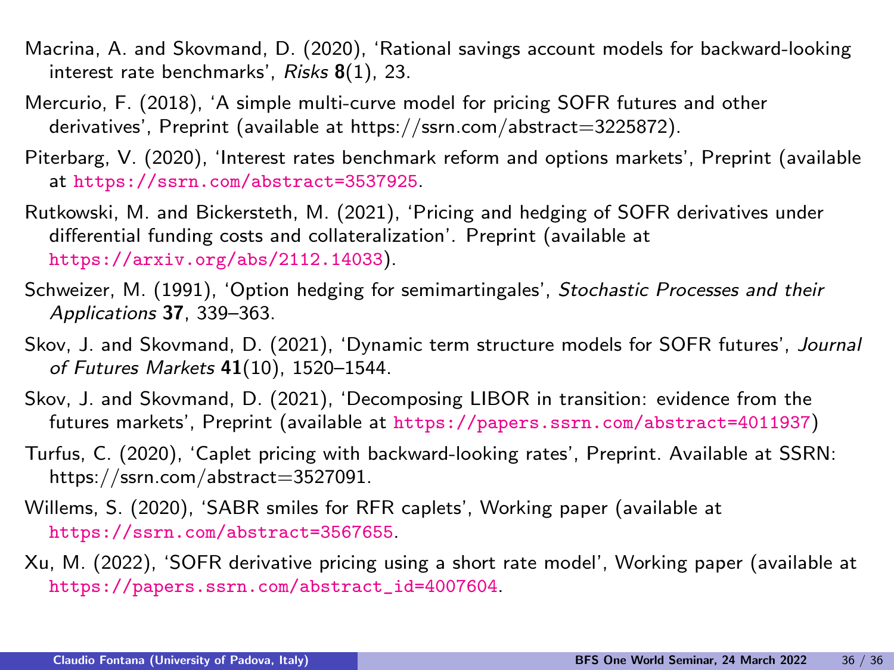Macrina, A. and Skovmand, D. (2020), 'Rational savings account models for backward-looking interest rate benchmarks', *Risks* **8**(1), 23.

Mercurio, F. (2018), 'A simple multi-curve model for pricing SOFR futures and other derivatives', Preprint (available at https://ssrn.com/abstract=3225872).

Piterbarg, V. (2020), 'Interest rates benchmark reform and options markets', Preprint (available at https://ssrn.com/abstract=3537925.

Rutkowski, M. and Bickersteth, M. (2021), 'Pricing and hedging of SOFR derivatives under differential funding costs and collateralization'. Preprint (available at https://arxiv.org/abs/2112.14033).

Schweizer, M. (1991), 'Option hedging for semimartingales', *Stochastic Processes and their Applications* **37**, 339–363.

Skov, J. and Skovmand, D. (2021), 'Dynamic term structure models for SOFR futures', *Journal of Futures Markets* **41**(10), 1520–1544.

Skov, J. and Skovmand, D. (2021), 'Decomposing LIBOR in transition: evidence from the futures markets', Preprint (available at https://papers.ssrn.com/abstract=4011937)

Turfus, C. (2020), 'Caplet pricing with backward-looking rates', Preprint. Available at SSRN: https://ssrn.com/abstract=3527091.

Willems, S. (2020), 'SABR smiles for RFR caplets', Working paper (available at https://ssrn.com/abstract=3567655.

Xu, M. (2022), 'SOFR derivative pricing using a short rate model', Working paper (available at https://papers.ssrn.com/abstract_id=4007604.